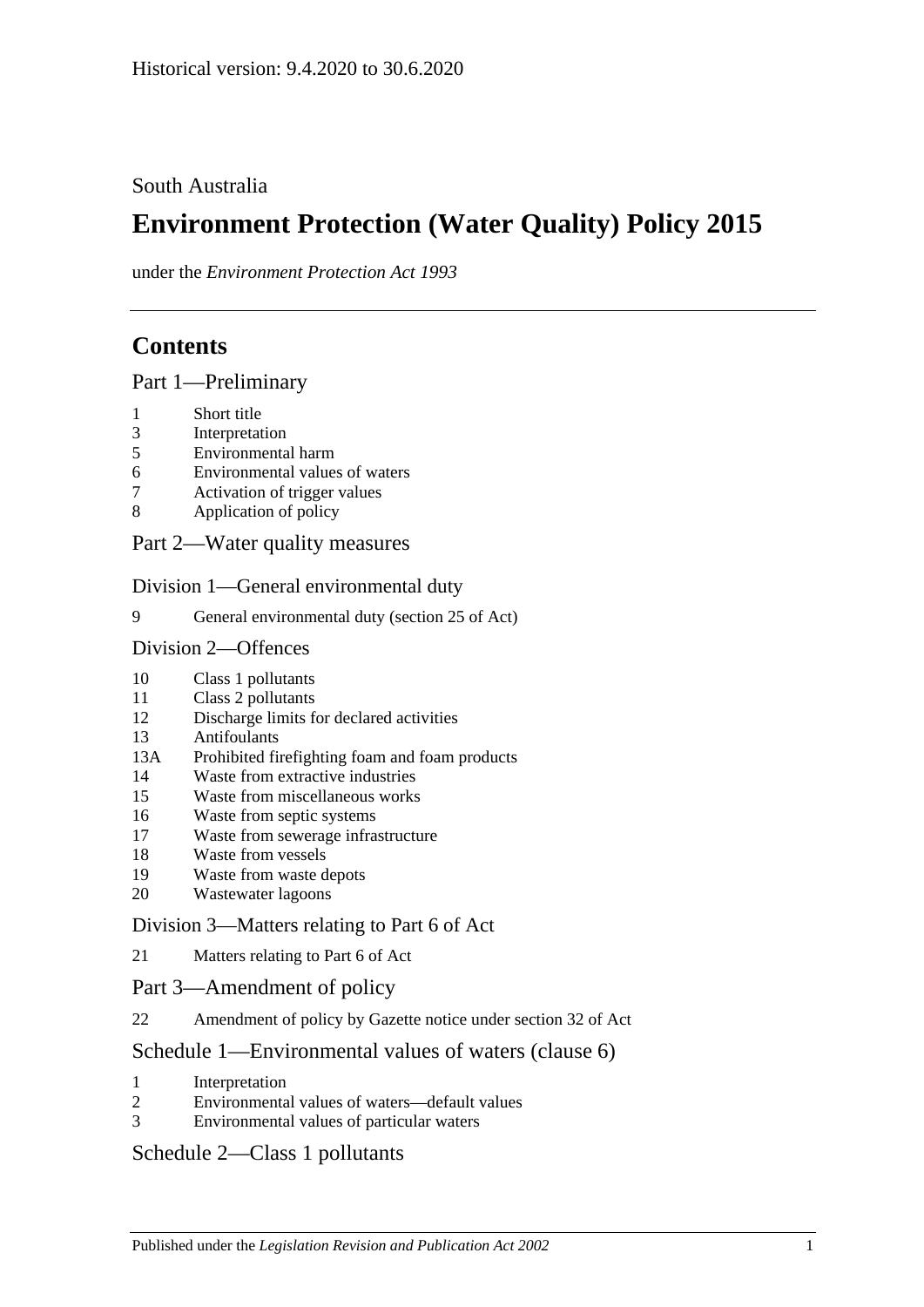Historical version: 9.4.2020 to 30.6.2020

South Australia

# Environment Protection (Water Quality) Policy 2015

under the *Environment Protection Act 1993*

## Contents

### Part 1—Preliminary

1 Short title
3 Interpretation
5 Environmental harm
6 Environmental values of waters
7 Activation of trigger values
8 Application of policy

### Part 2—Water quality measures

#### Division 1—General environmental duty

9 General environmental duty (section 25 of Act)

#### Division 2—Offences

10 Class 1 pollutants
11 Class 2 pollutants
12 Discharge limits for declared activities
13 Antifoulants
13A Prohibited firefighting foam and foam products
14 Waste from extractive industries
15 Waste from miscellaneous works
16 Waste from septic systems
17 Waste from sewerage infrastructure
18 Waste from vessels
19 Waste from waste depots
20 Wastewater lagoons

#### Division 3—Matters relating to Part 6 of Act

21 Matters relating to Part 6 of Act

### Part 3—Amendment of policy

22 Amendment of policy by Gazette notice under section 32 of Act

### Schedule 1—Environmental values of waters (clause 6)

1 Interpretation
2 Environmental values of waters—default values
3 Environmental values of particular waters

### Schedule 2—Class 1 pollutants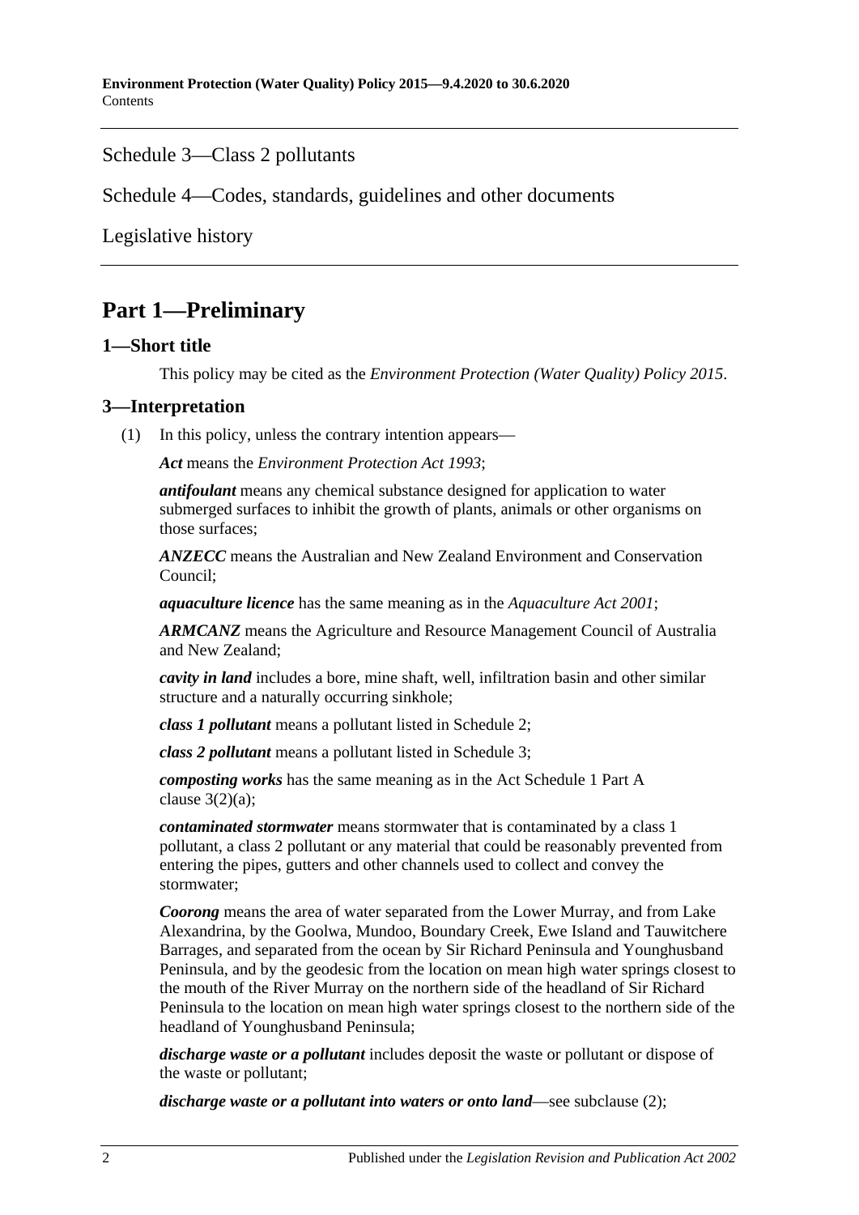Schedule 3—Class 2 pollutants

Schedule 4—Codes, standards, guidelines and other documents

Legislative history

## Part 1—Preliminary

### 1—Short title

This policy may be cited as the *Environment Protection (Water Quality) Policy 2015*.

### 3—Interpretation

(1) In this policy, unless the contrary intention appears—

***Act*** means the *Environment Protection Act 1993*;

***antifoulant*** means any chemical substance designed for application to water submerged surfaces to inhibit the growth of plants, animals or other organisms on those surfaces;

***ANZECC*** means the Australian and New Zealand Environment and Conservation Council;

***aquaculture licence*** has the same meaning as in the *Aquaculture Act 2001*;

***ARMCANZ*** means the Agriculture and Resource Management Council of Australia and New Zealand;

***cavity in land*** includes a bore, mine shaft, well, infiltration basin and other similar structure and a naturally occurring sinkhole;

***class 1 pollutant*** means a pollutant listed in Schedule 2;

***class 2 pollutant*** means a pollutant listed in Schedule 3;

***composting works*** has the same meaning as in the Act Schedule 1 Part A clause 3(2)(a);

***contaminated stormwater*** means stormwater that is contaminated by a class 1 pollutant, a class 2 pollutant or any material that could be reasonably prevented from entering the pipes, gutters and other channels used to collect and convey the stormwater;

***Coorong*** means the area of water separated from the Lower Murray, and from Lake Alexandrina, by the Goolwa, Mundoo, Boundary Creek, Ewe Island and Tauwitchere Barrages, and separated from the ocean by Sir Richard Peninsula and Younghusband Peninsula, and by the geodesic from the location on mean high water springs closest to the mouth of the River Murray on the northern side of the headland of Sir Richard Peninsula to the location on mean high water springs closest to the northern side of the headland of Younghusband Peninsula;

***discharge waste or a pollutant*** includes deposit the waste or pollutant or dispose of the waste or pollutant;

***discharge waste or a pollutant into waters or onto land***—see subclause (2);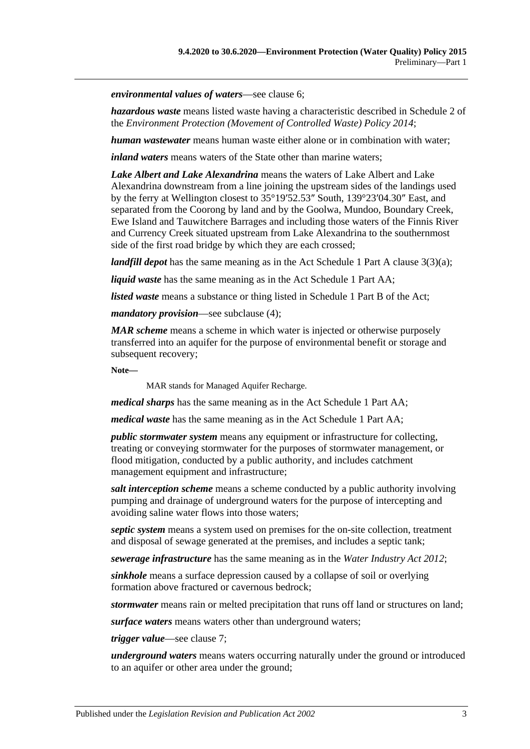***environmental values of waters***—see clause 6;

***hazardous waste*** means listed waste having a characteristic described in Schedule 2 of the *Environment Protection (Movement of Controlled Waste) Policy 2014*;

***human wastewater*** means human waste either alone or in combination with water;

***inland waters*** means waters of the State other than marine waters;

***Lake Albert and Lake Alexandrina*** means the waters of Lake Albert and Lake Alexandrina downstream from a line joining the upstream sides of the landings used by the ferry at Wellington closest to 35°19′52.53″ South, 139°23′04.30″ East, and separated from the Coorong by land and by the Goolwa, Mundoo, Boundary Creek, Ewe Island and Tauwitchere Barrages and including those waters of the Finnis River and Currency Creek situated upstream from Lake Alexandrina to the southernmost side of the first road bridge by which they are each crossed;

***landfill depot*** has the same meaning as in the Act Schedule 1 Part A clause 3(3)(a);

***liquid waste*** has the same meaning as in the Act Schedule 1 Part AA;

***listed waste*** means a substance or thing listed in Schedule 1 Part B of the Act;

***mandatory provision***—see subclause (4);

***MAR scheme*** means a scheme in which water is injected or otherwise purposely transferred into an aquifer for the purpose of environmental benefit or storage and subsequent recovery;

**Note—**

MAR stands for Managed Aquifer Recharge.

***medical sharps*** has the same meaning as in the Act Schedule 1 Part AA;

***medical waste*** has the same meaning as in the Act Schedule 1 Part AA;

***public stormwater system*** means any equipment or infrastructure for collecting, treating or conveying stormwater for the purposes of stormwater management, or flood mitigation, conducted by a public authority, and includes catchment management equipment and infrastructure;

***salt interception scheme*** means a scheme conducted by a public authority involving pumping and drainage of underground waters for the purpose of intercepting and avoiding saline water flows into those waters;

***septic system*** means a system used on premises for the on-site collection, treatment and disposal of sewage generated at the premises, and includes a septic tank;

***sewerage infrastructure*** has the same meaning as in the *Water Industry Act 2012*;

***sinkhole*** means a surface depression caused by a collapse of soil or overlying formation above fractured or cavernous bedrock;

***stormwater*** means rain or melted precipitation that runs off land or structures on land;

***surface waters*** means waters other than underground waters;

***trigger value***—see clause 7;

***underground waters*** means waters occurring naturally under the ground or introduced to an aquifer or other area under the ground;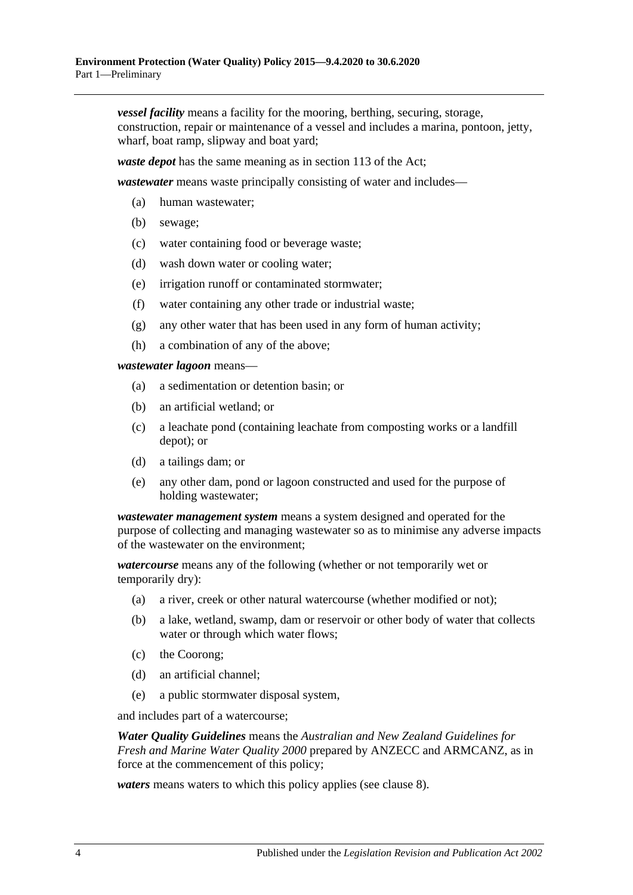***vessel facility*** means a facility for the mooring, berthing, securing, storage, construction, repair or maintenance of a vessel and includes a marina, pontoon, jetty, wharf, boat ramp, slipway and boat yard;

***waste depot*** has the same meaning as in section 113 of the Act;

***wastewater*** means waste principally consisting of water and includes—

- (a) human wastewater;
- (b) sewage;
- (c) water containing food or beverage waste;
- (d) wash down water or cooling water;
- (e) irrigation runoff or contaminated stormwater;
- (f) water containing any other trade or industrial waste;
- (g) any other water that has been used in any form of human activity;
- (h) a combination of any of the above;

***wastewater lagoon*** means—

- (a) a sedimentation or detention basin; or
- (b) an artificial wetland; or
- (c) a leachate pond (containing leachate from composting works or a landfill depot); or
- (d) a tailings dam; or
- (e) any other dam, pond or lagoon constructed and used for the purpose of holding wastewater;

***wastewater management system*** means a system designed and operated for the purpose of collecting and managing wastewater so as to minimise any adverse impacts of the wastewater on the environment;

***watercourse*** means any of the following (whether or not temporarily wet or temporarily dry):

- (a) a river, creek or other natural watercourse (whether modified or not);
- (b) a lake, wetland, swamp, dam or reservoir or other body of water that collects water or through which water flows;
- (c) the Coorong;
- (d) an artificial channel;
- (e) a public stormwater disposal system,

and includes part of a watercourse;

***Water Quality Guidelines*** means the *Australian and New Zealand Guidelines for Fresh and Marine Water Quality 2000* prepared by ANZECC and ARMCANZ, as in force at the commencement of this policy;

***waters*** means waters to which this policy applies (see clause 8).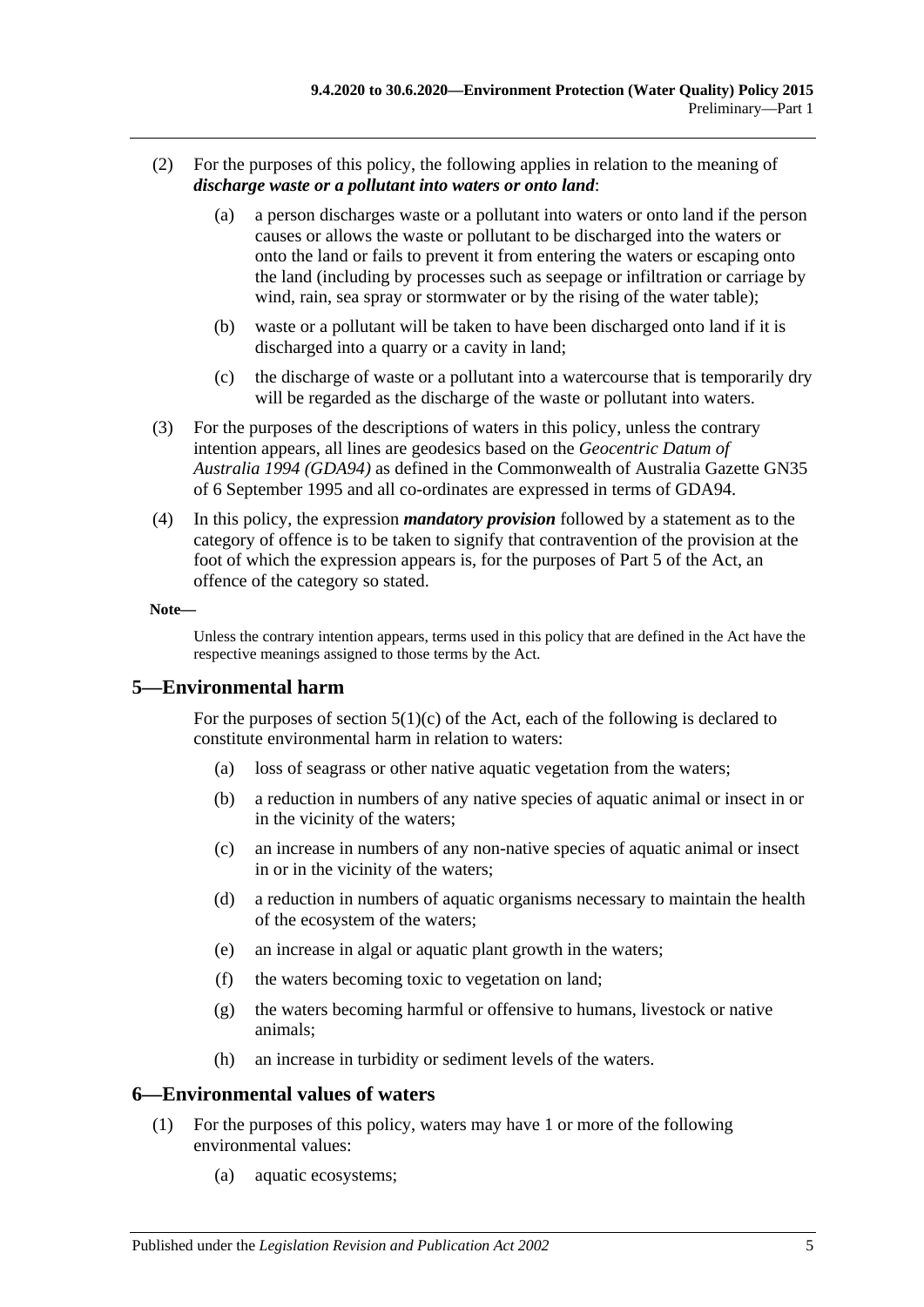(2) For the purposes of this policy, the following applies in relation to the meaning of ***discharge waste or a pollutant into waters or onto land***:

(a) a person discharges waste or a pollutant into waters or onto land if the person causes or allows the waste or pollutant to be discharged into the waters or onto the land or fails to prevent it from entering the waters or escaping onto the land (including by processes such as seepage or infiltration or carriage by wind, rain, sea spray or stormwater or by the rising of the water table);

(b) waste or a pollutant will be taken to have been discharged onto land if it is discharged into a quarry or a cavity in land;

(c) the discharge of waste or a pollutant into a watercourse that is temporarily dry will be regarded as the discharge of the waste or pollutant into waters.

(3) For the purposes of the descriptions of waters in this policy, unless the contrary intention appears, all lines are geodesics based on the *Geocentric Datum of Australia 1994 (GDA94)* as defined in the Commonwealth of Australia Gazette GN35 of 6 September 1995 and all co-ordinates are expressed in terms of GDA94.

(4) In this policy, the expression ***mandatory provision*** followed by a statement as to the category of offence is to be taken to signify that contravention of the provision at the foot of which the expression appears is, for the purposes of Part 5 of the Act, an offence of the category so stated.

**Note—**

Unless the contrary intention appears, terms used in this policy that are defined in the Act have the respective meanings assigned to those terms by the Act.

## 5—Environmental harm

For the purposes of section 5(1)(c) of the Act, each of the following is declared to constitute environmental harm in relation to waters:

(a) loss of seagrass or other native aquatic vegetation from the waters;

(b) a reduction in numbers of any native species of aquatic animal or insect in or in the vicinity of the waters;

(c) an increase in numbers of any non-native species of aquatic animal or insect in or in the vicinity of the waters;

(d) a reduction in numbers of aquatic organisms necessary to maintain the health of the ecosystem of the waters;

(e) an increase in algal or aquatic plant growth in the waters;

(f) the waters becoming toxic to vegetation on land;

(g) the waters becoming harmful or offensive to humans, livestock or native animals;

(h) an increase in turbidity or sediment levels of the waters.

## 6—Environmental values of waters

(1) For the purposes of this policy, waters may have 1 or more of the following environmental values:

(a) aquatic ecosystems;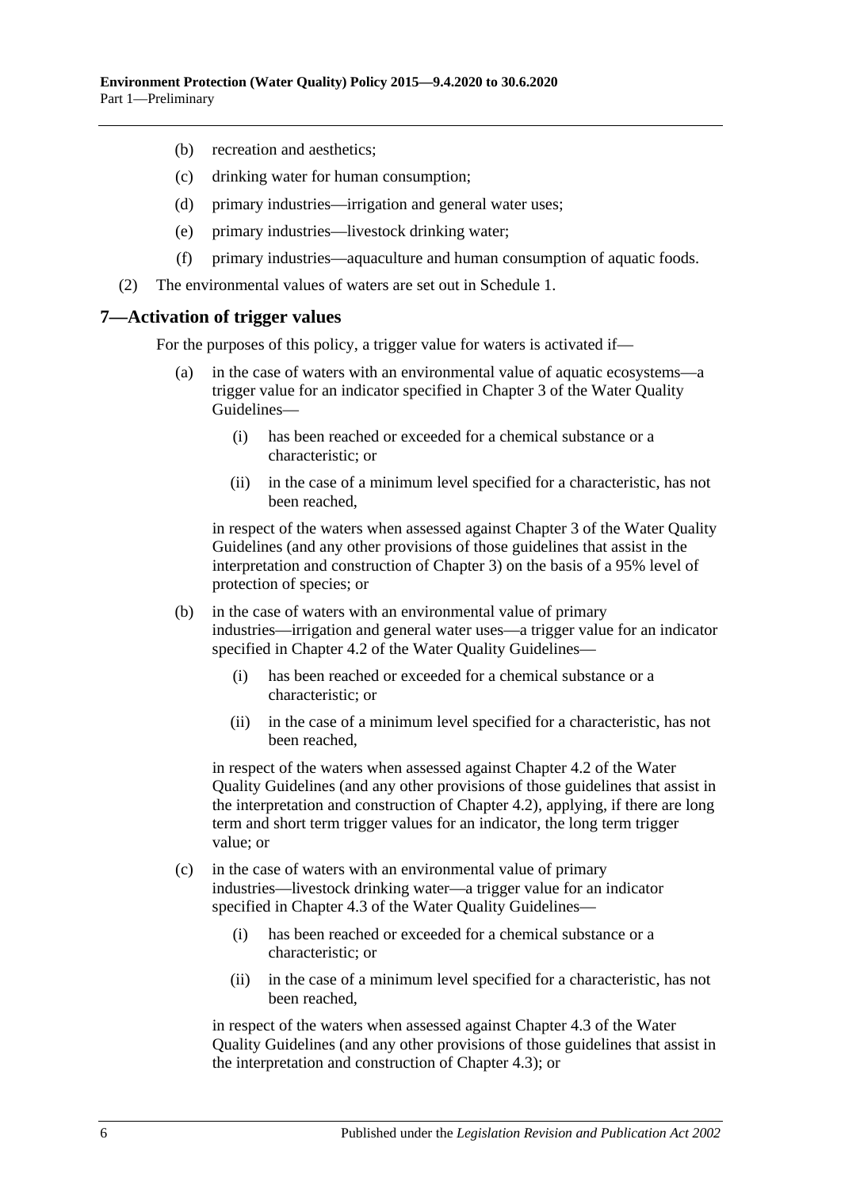(b) recreation and aesthetics;

(c) drinking water for human consumption;

(d) primary industries—irrigation and general water uses;

(e) primary industries—livestock drinking water;

(f) primary industries—aquaculture and human consumption of aquatic foods.

(2) The environmental values of waters are set out in Schedule 1.

## 7—Activation of trigger values

For the purposes of this policy, a trigger value for waters is activated if—

(a) in the case of waters with an environmental value of aquatic ecosystems—a trigger value for an indicator specified in Chapter 3 of the Water Quality Guidelines—

(i) has been reached or exceeded for a chemical substance or a characteristic; or

(ii) in the case of a minimum level specified for a characteristic, has not been reached,

in respect of the waters when assessed against Chapter 3 of the Water Quality Guidelines (and any other provisions of those guidelines that assist in the interpretation and construction of Chapter 3) on the basis of a 95% level of protection of species; or

(b) in the case of waters with an environmental value of primary industries—irrigation and general water uses—a trigger value for an indicator specified in Chapter 4.2 of the Water Quality Guidelines—

(i) has been reached or exceeded for a chemical substance or a characteristic; or

(ii) in the case of a minimum level specified for a characteristic, has not been reached,

in respect of the waters when assessed against Chapter 4.2 of the Water Quality Guidelines (and any other provisions of those guidelines that assist in the interpretation and construction of Chapter 4.2), applying, if there are long term and short term trigger values for an indicator, the long term trigger value; or

(c) in the case of waters with an environmental value of primary industries—livestock drinking water—a trigger value for an indicator specified in Chapter 4.3 of the Water Quality Guidelines—

(i) has been reached or exceeded for a chemical substance or a characteristic; or

(ii) in the case of a minimum level specified for a characteristic, has not been reached,

in respect of the waters when assessed against Chapter 4.3 of the Water Quality Guidelines (and any other provisions of those guidelines that assist in the interpretation and construction of Chapter 4.3); or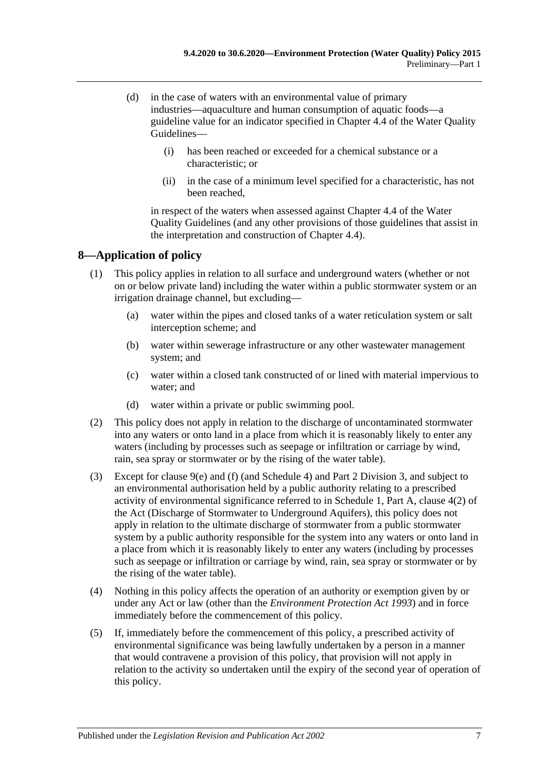(d) in the case of waters with an environmental value of primary industries—aquaculture and human consumption of aquatic foods—a guideline value for an indicator specified in Chapter 4.4 of the Water Quality Guidelines—

(i) has been reached or exceeded for a chemical substance or a characteristic; or

(ii) in the case of a minimum level specified for a characteristic, has not been reached,

in respect of the waters when assessed against Chapter 4.4 of the Water Quality Guidelines (and any other provisions of those guidelines that assist in the interpretation and construction of Chapter 4.4).

## 8—Application of policy

(1) This policy applies in relation to all surface and underground waters (whether or not on or below private land) including the water within a public stormwater system or an irrigation drainage channel, but excluding—

(a) water within the pipes and closed tanks of a water reticulation system or salt interception scheme; and

(b) water within sewerage infrastructure or any other wastewater management system; and

(c) water within a closed tank constructed of or lined with material impervious to water; and

(d) water within a private or public swimming pool.

(2) This policy does not apply in relation to the discharge of uncontaminated stormwater into any waters or onto land in a place from which it is reasonably likely to enter any waters (including by processes such as seepage or infiltration or carriage by wind, rain, sea spray or stormwater or by the rising of the water table).

(3) Except for clause 9(e) and (f) (and Schedule 4) and Part 2 Division 3, and subject to an environmental authorisation held by a public authority relating to a prescribed activity of environmental significance referred to in Schedule 1, Part A, clause 4(2) of the Act (Discharge of Stormwater to Underground Aquifers), this policy does not apply in relation to the ultimate discharge of stormwater from a public stormwater system by a public authority responsible for the system into any waters or onto land in a place from which it is reasonably likely to enter any waters (including by processes such as seepage or infiltration or carriage by wind, rain, sea spray or stormwater or by the rising of the water table).

(4) Nothing in this policy affects the operation of an authority or exemption given by or under any Act or law (other than the *Environment Protection Act 1993*) and in force immediately before the commencement of this policy.

(5) If, immediately before the commencement of this policy, a prescribed activity of environmental significance was being lawfully undertaken by a person in a manner that would contravene a provision of this policy, that provision will not apply in relation to the activity so undertaken until the expiry of the second year of operation of this policy.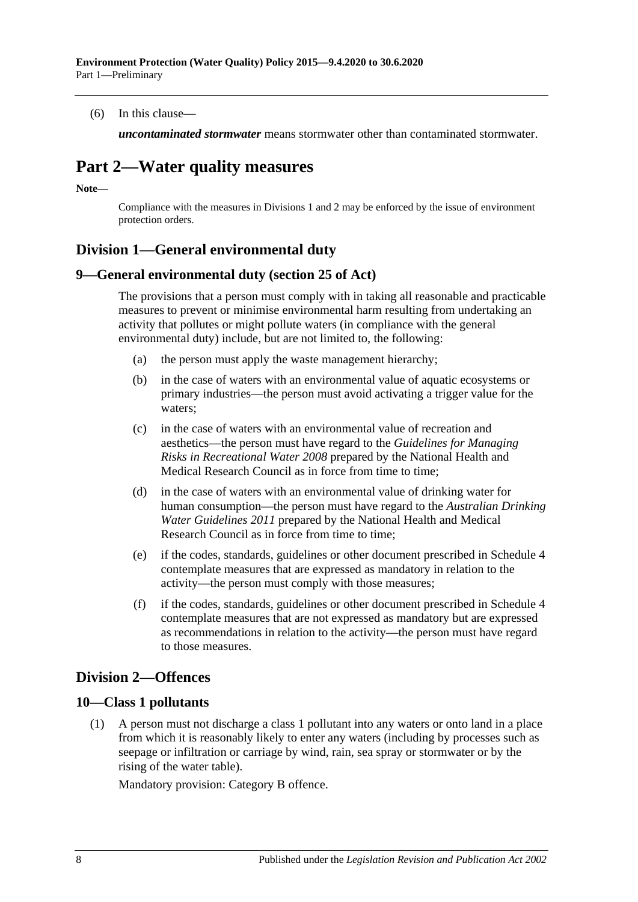(6) In this clause—

***uncontaminated stormwater*** means stormwater other than contaminated stormwater.

# Part 2—Water quality measures

**Note—**

Compliance with the measures in Divisions 1 and 2 may be enforced by the issue of environment protection orders.

## Division 1—General environmental duty

### 9—General environmental duty (section 25 of Act)

The provisions that a person must comply with in taking all reasonable and practicable measures to prevent or minimise environmental harm resulting from undertaking an activity that pollutes or might pollute waters (in compliance with the general environmental duty) include, but are not limited to, the following:

(a) the person must apply the waste management hierarchy;

(b) in the case of waters with an environmental value of aquatic ecosystems or primary industries—the person must avoid activating a trigger value for the waters;

(c) in the case of waters with an environmental value of recreation and aesthetics—the person must have regard to the *Guidelines for Managing Risks in Recreational Water 2008* prepared by the National Health and Medical Research Council as in force from time to time;

(d) in the case of waters with an environmental value of drinking water for human consumption—the person must have regard to the *Australian Drinking Water Guidelines 2011* prepared by the National Health and Medical Research Council as in force from time to time;

(e) if the codes, standards, guidelines or other document prescribed in Schedule 4 contemplate measures that are expressed as mandatory in relation to the activity—the person must comply with those measures;

(f) if the codes, standards, guidelines or other document prescribed in Schedule 4 contemplate measures that are not expressed as mandatory but are expressed as recommendations in relation to the activity—the person must have regard to those measures.

## Division 2—Offences

### 10—Class 1 pollutants

(1) A person must not discharge a class 1 pollutant into any waters or onto land in a place from which it is reasonably likely to enter any waters (including by processes such as seepage or infiltration or carriage by wind, rain, sea spray or stormwater or by the rising of the water table).

Mandatory provision: Category B offence.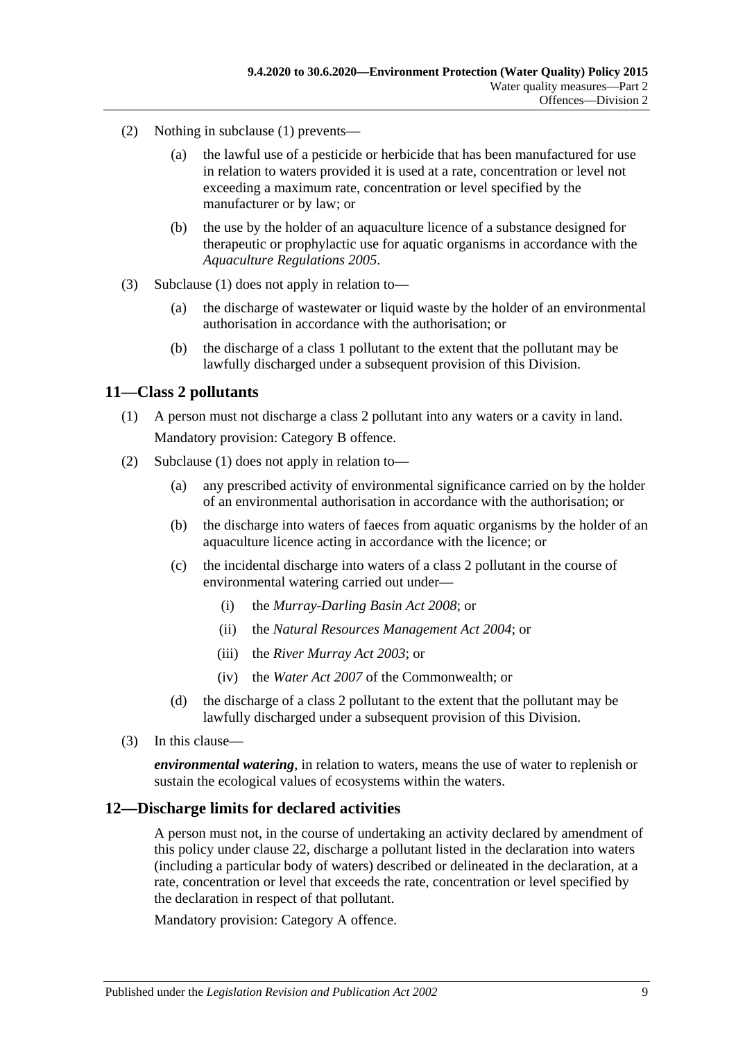(2) Nothing in subclause (1) prevents—

(a) the lawful use of a pesticide or herbicide that has been manufactured for use in relation to waters provided it is used at a rate, concentration or level not exceeding a maximum rate, concentration or level specified by the manufacturer or by law; or

(b) the use by the holder of an aquaculture licence of a substance designed for therapeutic or prophylactic use for aquatic organisms in accordance with the *Aquaculture Regulations 2005*.

(3) Subclause (1) does not apply in relation to—

(a) the discharge of wastewater or liquid waste by the holder of an environmental authorisation in accordance with the authorisation; or

(b) the discharge of a class 1 pollutant to the extent that the pollutant may be lawfully discharged under a subsequent provision of this Division.

## 11—Class 2 pollutants

(1) A person must not discharge a class 2 pollutant into any waters or a cavity in land.

Mandatory provision: Category B offence.

(2) Subclause (1) does not apply in relation to—

(a) any prescribed activity of environmental significance carried on by the holder of an environmental authorisation in accordance with the authorisation; or

(b) the discharge into waters of faeces from aquatic organisms by the holder of an aquaculture licence acting in accordance with the licence; or

(c) the incidental discharge into waters of a class 2 pollutant in the course of environmental watering carried out under—

(i) the *Murray-Darling Basin Act 2008*; or

(ii) the *Natural Resources Management Act 2004*; or

(iii) the *River Murray Act 2003*; or

(iv) the *Water Act 2007* of the Commonwealth; or

(d) the discharge of a class 2 pollutant to the extent that the pollutant may be lawfully discharged under a subsequent provision of this Division.

(3) In this clause—

***environmental watering***, in relation to waters, means the use of water to replenish or sustain the ecological values of ecosystems within the waters.

## 12—Discharge limits for declared activities

A person must not, in the course of undertaking an activity declared by amendment of this policy under clause 22, discharge a pollutant listed in the declaration into waters (including a particular body of waters) described or delineated in the declaration, at a rate, concentration or level that exceeds the rate, concentration or level specified by the declaration in respect of that pollutant.

Mandatory provision: Category A offence.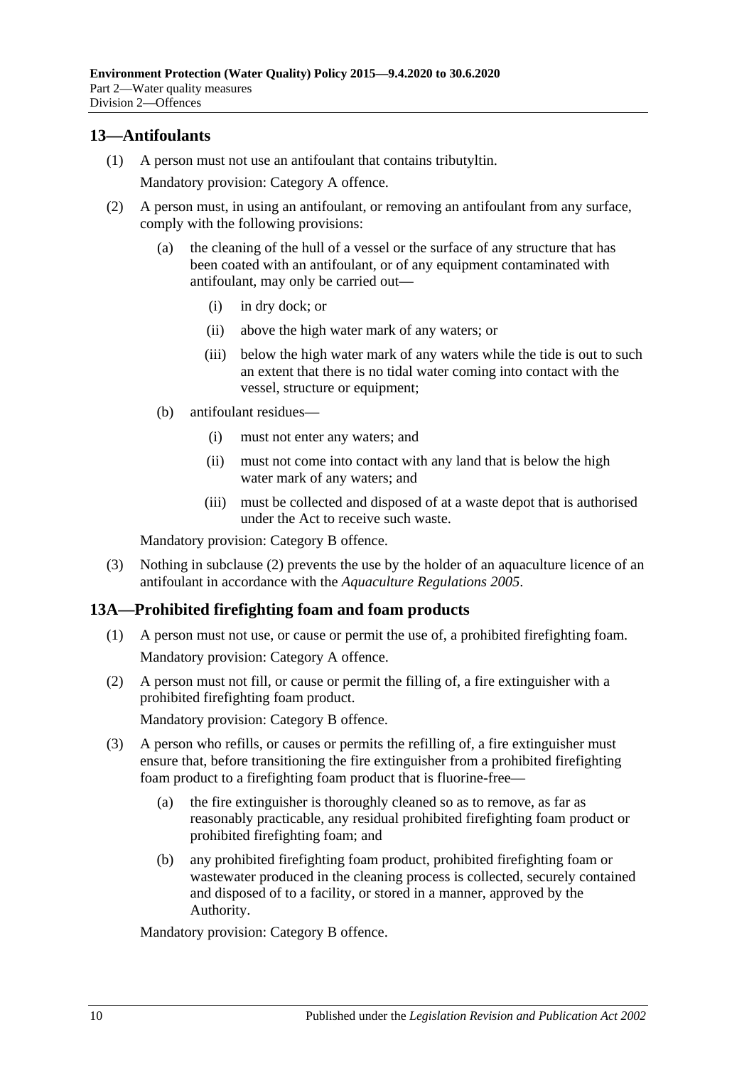## 13—Antifoulants

(1) A person must not use an antifoulant that contains tributyltin.

Mandatory provision: Category A offence.

(2) A person must, in using an antifoulant, or removing an antifoulant from any surface, comply with the following provisions:

(a) the cleaning of the hull of a vessel or the surface of any structure that has been coated with an antifoulant, or of any equipment contaminated with antifoulant, may only be carried out—

(i) in dry dock; or

(ii) above the high water mark of any waters; or

(iii) below the high water mark of any waters while the tide is out to such an extent that there is no tidal water coming into contact with the vessel, structure or equipment;

(b) antifoulant residues—

(i) must not enter any waters; and

(ii) must not come into contact with any land that is below the high water mark of any waters; and

(iii) must be collected and disposed of at a waste depot that is authorised under the Act to receive such waste.

Mandatory provision: Category B offence.

(3) Nothing in subclause (2) prevents the use by the holder of an aquaculture licence of an antifoulant in accordance with the *Aquaculture Regulations 2005*.

## 13A—Prohibited firefighting foam and foam products

(1) A person must not use, or cause or permit the use of, a prohibited firefighting foam.

Mandatory provision: Category A offence.

(2) A person must not fill, or cause or permit the filling of, a fire extinguisher with a prohibited firefighting foam product.

Mandatory provision: Category B offence.

(3) A person who refills, or causes or permits the refilling of, a fire extinguisher must ensure that, before transitioning the fire extinguisher from a prohibited firefighting foam product to a firefighting foam product that is fluorine-free—

(a) the fire extinguisher is thoroughly cleaned so as to remove, as far as reasonably practicable, any residual prohibited firefighting foam product or prohibited firefighting foam; and

(b) any prohibited firefighting foam product, prohibited firefighting foam or wastewater produced in the cleaning process is collected, securely contained and disposed of to a facility, or stored in a manner, approved by the Authority.

Mandatory provision: Category B offence.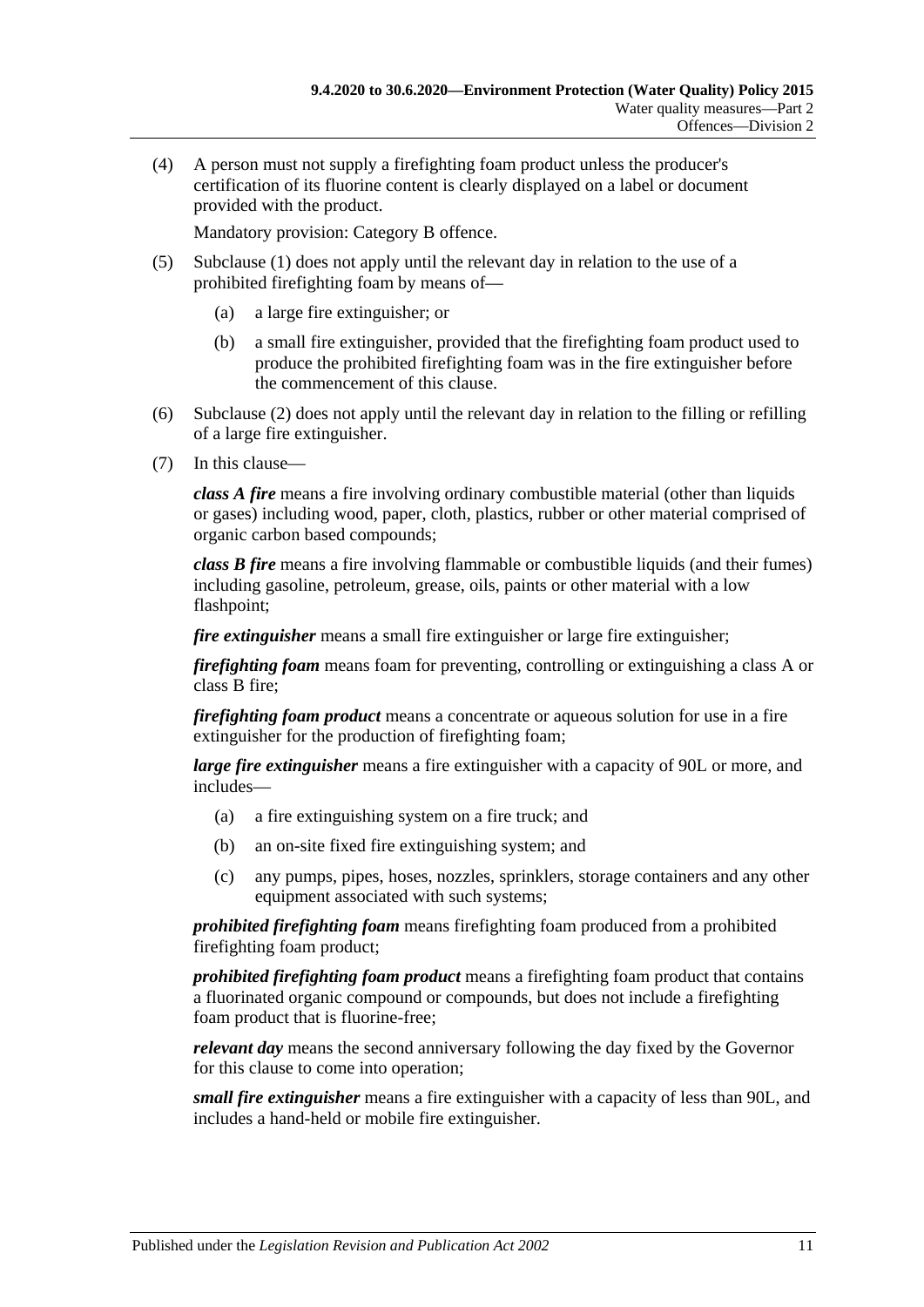(4) A person must not supply a firefighting foam product unless the producer's certification of its fluorine content is clearly displayed on a label or document provided with the product.

Mandatory provision: Category B offence.

(5) Subclause (1) does not apply until the relevant day in relation to the use of a prohibited firefighting foam by means of—

   (a) a large fire extinguisher; or

   (b) a small fire extinguisher, provided that the firefighting foam product used to produce the prohibited firefighting foam was in the fire extinguisher before the commencement of this clause.

(6) Subclause (2) does not apply until the relevant day in relation to the filling or refilling of a large fire extinguisher.

(7) In this clause—

***class A fire*** means a fire involving ordinary combustible material (other than liquids or gases) including wood, paper, cloth, plastics, rubber or other material comprised of organic carbon based compounds;

***class B fire*** means a fire involving flammable or combustible liquids (and their fumes) including gasoline, petroleum, grease, oils, paints or other material with a low flashpoint;

***fire extinguisher*** means a small fire extinguisher or large fire extinguisher;

***firefighting foam*** means foam for preventing, controlling or extinguishing a class A or class B fire;

***firefighting foam product*** means a concentrate or aqueous solution for use in a fire extinguisher for the production of firefighting foam;

***large fire extinguisher*** means a fire extinguisher with a capacity of 90L or more, and includes—

   (a) a fire extinguishing system on a fire truck; and

   (b) an on-site fixed fire extinguishing system; and

   (c) any pumps, pipes, hoses, nozzles, sprinklers, storage containers and any other equipment associated with such systems;

***prohibited firefighting foam*** means firefighting foam produced from a prohibited firefighting foam product;

***prohibited firefighting foam product*** means a firefighting foam product that contains a fluorinated organic compound or compounds, but does not include a firefighting foam product that is fluorine-free;

***relevant day*** means the second anniversary following the day fixed by the Governor for this clause to come into operation;

***small fire extinguisher*** means a fire extinguisher with a capacity of less than 90L, and includes a hand-held or mobile fire extinguisher.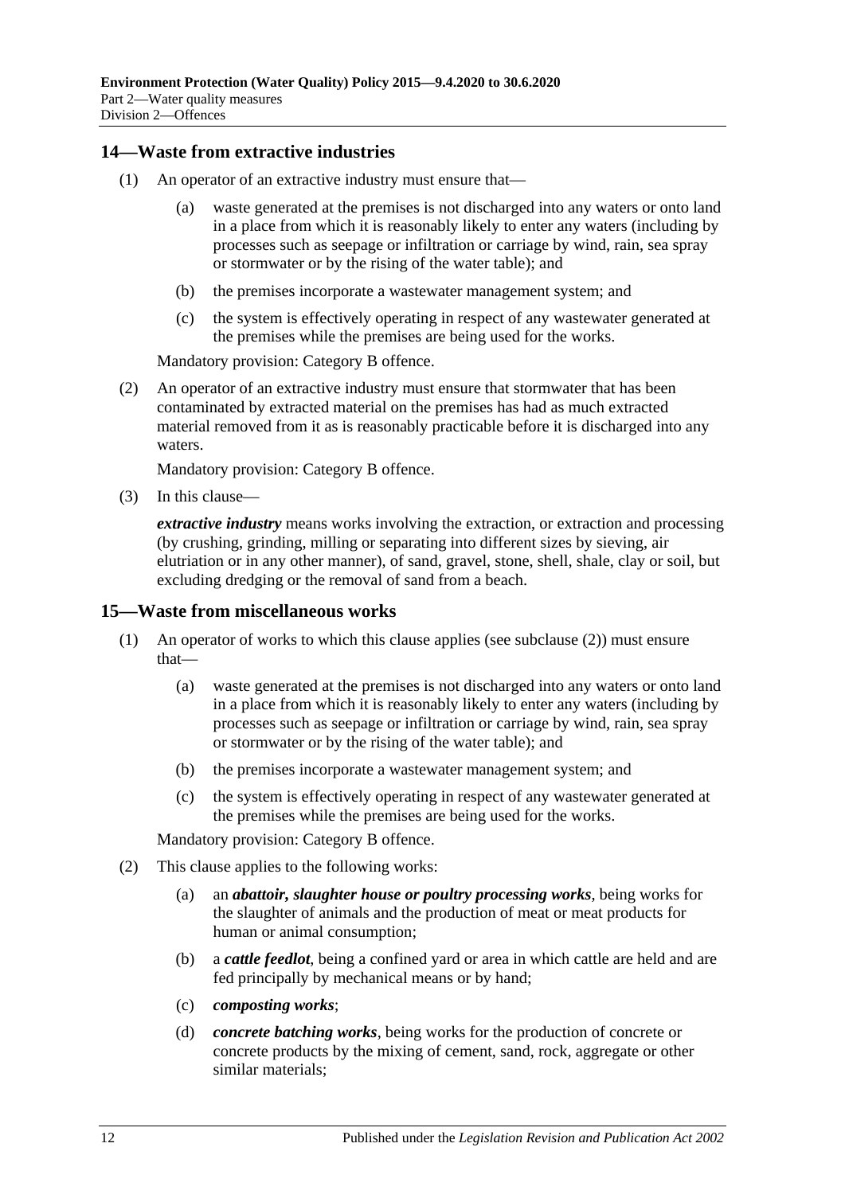## 14—Waste from extractive industries

(1) An operator of an extractive industry must ensure that—

(a) waste generated at the premises is not discharged into any waters or onto land in a place from which it is reasonably likely to enter any waters (including by processes such as seepage or infiltration or carriage by wind, rain, sea spray or stormwater or by the rising of the water table); and

(b) the premises incorporate a wastewater management system; and

(c) the system is effectively operating in respect of any wastewater generated at the premises while the premises are being used for the works.

Mandatory provision: Category B offence.

(2) An operator of an extractive industry must ensure that stormwater that has been contaminated by extracted material on the premises has had as much extracted material removed from it as is reasonably practicable before it is discharged into any waters.

Mandatory provision: Category B offence.

(3) In this clause—

***extractive industry*** means works involving the extraction, or extraction and processing (by crushing, grinding, milling or separating into different sizes by sieving, air elutriation or in any other manner), of sand, gravel, stone, shell, shale, clay or soil, but excluding dredging or the removal of sand from a beach.

## 15—Waste from miscellaneous works

(1) An operator of works to which this clause applies (see subclause (2)) must ensure that—

(a) waste generated at the premises is not discharged into any waters or onto land in a place from which it is reasonably likely to enter any waters (including by processes such as seepage or infiltration or carriage by wind, rain, sea spray or stormwater or by the rising of the water table); and

(b) the premises incorporate a wastewater management system; and

(c) the system is effectively operating in respect of any wastewater generated at the premises while the premises are being used for the works.

Mandatory provision: Category B offence.

(2) This clause applies to the following works:

(a) an ***abattoir, slaughter house or poultry processing works***, being works for the slaughter of animals and the production of meat or meat products for human or animal consumption;

(b) a ***cattle feedlot***, being a confined yard or area in which cattle are held and are fed principally by mechanical means or by hand;

(c) ***composting works***;

(d) ***concrete batching works***, being works for the production of concrete or concrete products by the mixing of cement, sand, rock, aggregate or other similar materials;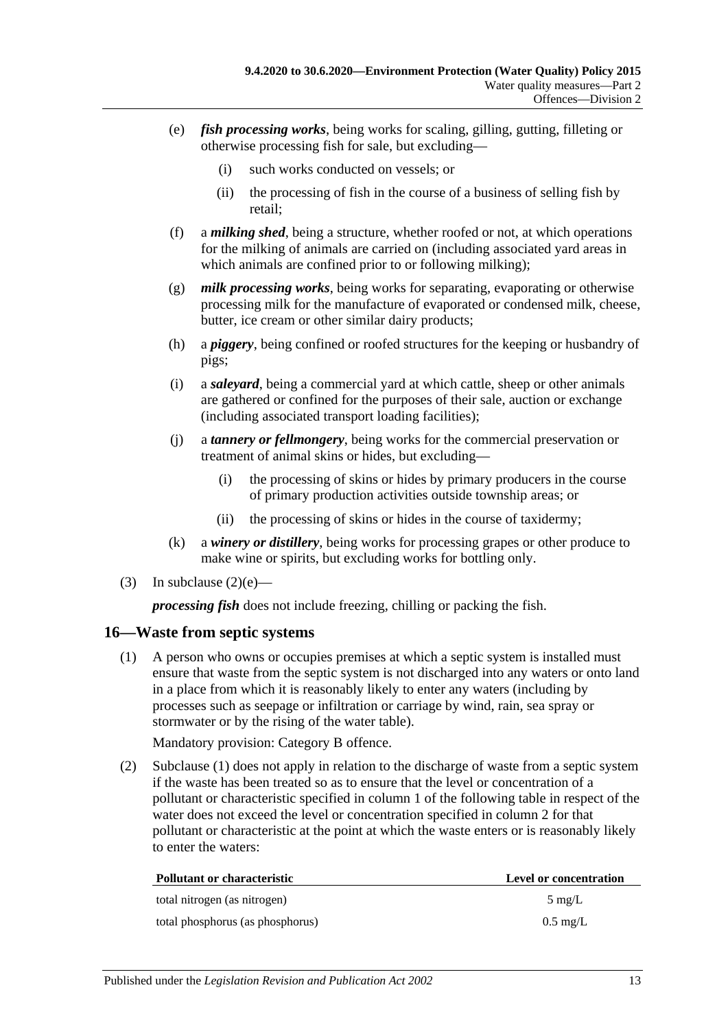(e) ***fish processing works***, being works for scaling, gilling, gutting, filleting or otherwise processing fish for sale, but excluding—

(i) such works conducted on vessels; or

(ii) the processing of fish in the course of a business of selling fish by retail;

(f) a ***milking shed***, being a structure, whether roofed or not, at which operations for the milking of animals are carried on (including associated yard areas in which animals are confined prior to or following milking);

(g) ***milk processing works***, being works for separating, evaporating or otherwise processing milk for the manufacture of evaporated or condensed milk, cheese, butter, ice cream or other similar dairy products;

(h) a ***piggery***, being confined or roofed structures for the keeping or husbandry of pigs;

(i) a ***saleyard***, being a commercial yard at which cattle, sheep or other animals are gathered or confined for the purposes of their sale, auction or exchange (including associated transport loading facilities);

(j) a ***tannery or fellmongery***, being works for the commercial preservation or treatment of animal skins or hides, but excluding—

(i) the processing of skins or hides by primary producers in the course of primary production activities outside township areas; or

(ii) the processing of skins or hides in the course of taxidermy;

(k) a ***winery or distillery***, being works for processing grapes or other produce to make wine or spirits, but excluding works for bottling only.

(3) In subclause (2)(e)—

***processing fish*** does not include freezing, chilling or packing the fish.

## 16—Waste from septic systems

(1) A person who owns or occupies premises at which a septic system is installed must ensure that waste from the septic system is not discharged into any waters or onto land in a place from which it is reasonably likely to enter any waters (including by processes such as seepage or infiltration or carriage by wind, rain, sea spray or stormwater or by the rising of the water table).

Mandatory provision: Category B offence.

(2) Subclause (1) does not apply in relation to the discharge of waste from a septic system if the waste has been treated so as to ensure that the level or concentration of a pollutant or characteristic specified in column 1 of the following table in respect of the water does not exceed the level or concentration specified in column 2 for that pollutant or characteristic at the point at which the waste enters or is reasonably likely to enter the waters:

| Pollutant or characteristic | Level or concentration |
|---|---|
| total nitrogen (as nitrogen) | 5 mg/L |
| total phosphorus (as phosphorus) | 0.5 mg/L |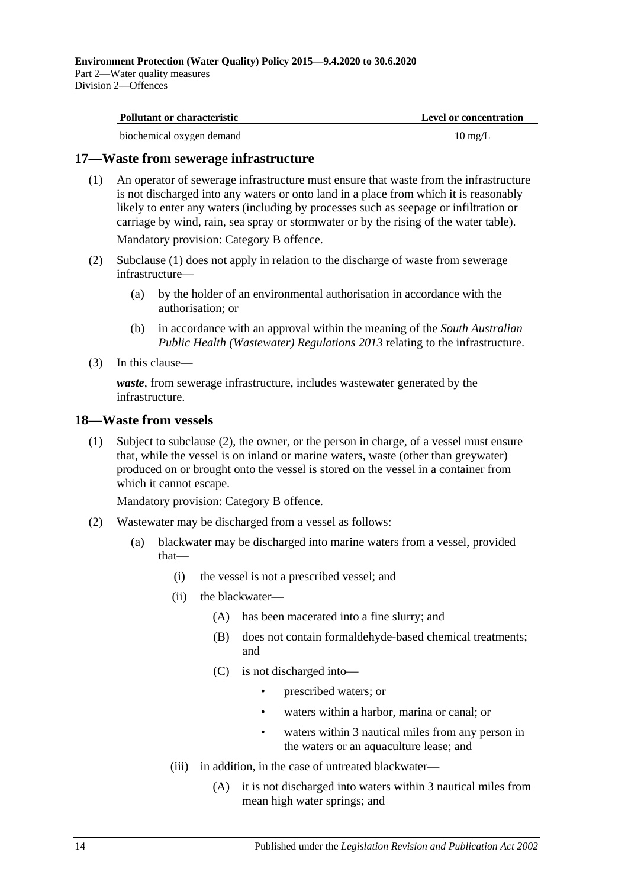| Pollutant or characteristic | Level or concentration |
| --- | --- |
| biochemical oxygen demand | 10 mg/L |

## 17—Waste from sewerage infrastructure

(1) An operator of sewerage infrastructure must ensure that waste from the infrastructure is not discharged into any waters or onto land in a place from which it is reasonably likely to enter any waters (including by processes such as seepage or infiltration or carriage by wind, rain, sea spray or stormwater or by the rising of the water table).

Mandatory provision: Category B offence.

(2) Subclause (1) does not apply in relation to the discharge of waste from sewerage infrastructure—

(a) by the holder of an environmental authorisation in accordance with the authorisation; or

(b) in accordance with an approval within the meaning of the *South Australian Public Health (Wastewater) Regulations 2013* relating to the infrastructure.

(3) In this clause—

***waste***, from sewerage infrastructure, includes wastewater generated by the infrastructure.

## 18—Waste from vessels

(1) Subject to subclause (2), the owner, or the person in charge, of a vessel must ensure that, while the vessel is on inland or marine waters, waste (other than greywater) produced on or brought onto the vessel is stored on the vessel in a container from which it cannot escape.

Mandatory provision: Category B offence.

(2) Wastewater may be discharged from a vessel as follows:

(a) blackwater may be discharged into marine waters from a vessel, provided that—

(i) the vessel is not a prescribed vessel; and

(ii) the blackwater—

(A) has been macerated into a fine slurry; and

(B) does not contain formaldehyde-based chemical treatments; and

(C) is not discharged into—

- prescribed waters; or
- waters within a harbor, marina or canal; or
- waters within 3 nautical miles from any person in the waters or an aquaculture lease; and

(iii) in addition, in the case of untreated blackwater—

(A) it is not discharged into waters within 3 nautical miles from mean high water springs; and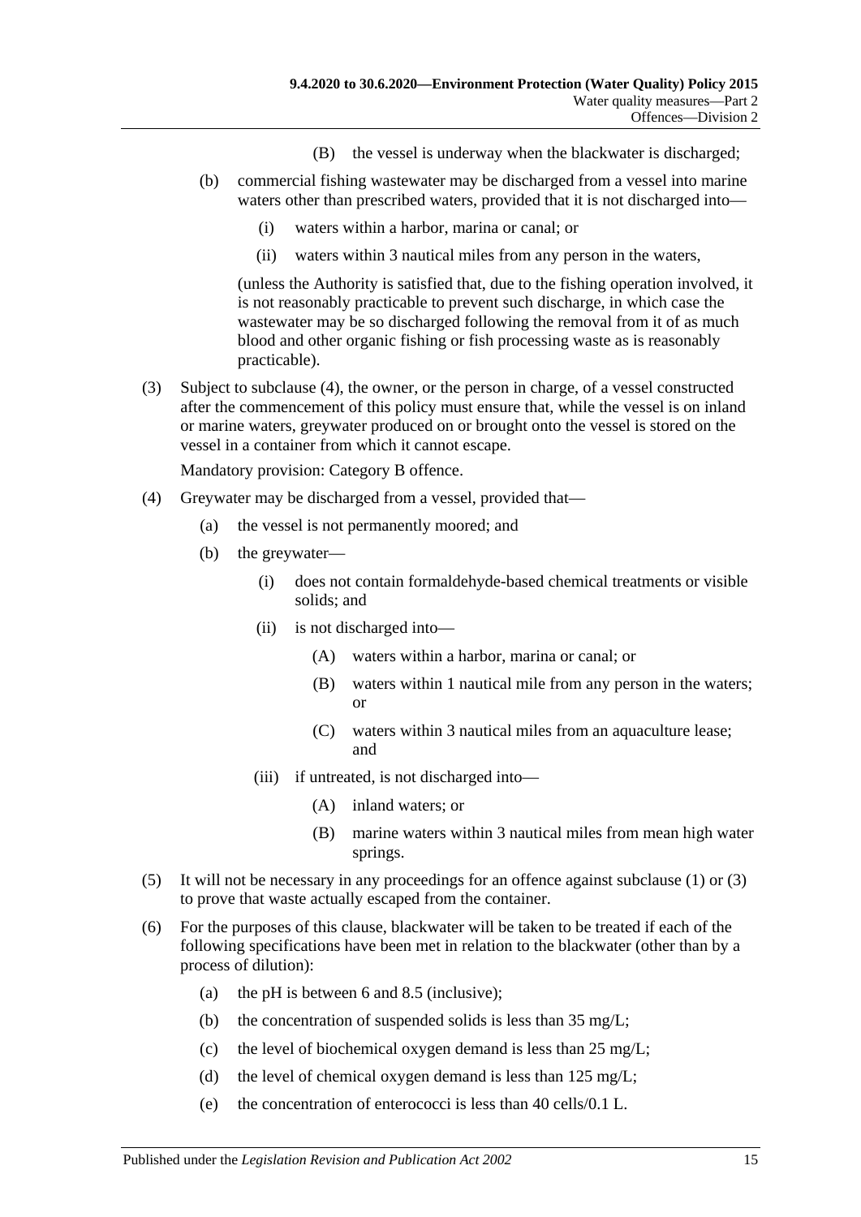(B) the vessel is underway when the blackwater is discharged;

(b) commercial fishing wastewater may be discharged from a vessel into marine waters other than prescribed waters, provided that it is not discharged into—

(i) waters within a harbor, marina or canal; or

(ii) waters within 3 nautical miles from any person in the waters,

(unless the Authority is satisfied that, due to the fishing operation involved, it is not reasonably practicable to prevent such discharge, in which case the wastewater may be so discharged following the removal from it of as much blood and other organic fishing or fish processing waste as is reasonably practicable).

(3) Subject to subclause (4), the owner, or the person in charge, of a vessel constructed after the commencement of this policy must ensure that, while the vessel is on inland or marine waters, greywater produced on or brought onto the vessel is stored on the vessel in a container from which it cannot escape.

Mandatory provision: Category B offence.

(4) Greywater may be discharged from a vessel, provided that—

(a) the vessel is not permanently moored; and

(b) the greywater—

(i) does not contain formaldehyde-based chemical treatments or visible solids; and

(ii) is not discharged into—

(A) waters within a harbor, marina or canal; or

(B) waters within 1 nautical mile from any person in the waters; or

(C) waters within 3 nautical miles from an aquaculture lease; and

(iii) if untreated, is not discharged into—

(A) inland waters; or

(B) marine waters within 3 nautical miles from mean high water springs.

(5) It will not be necessary in any proceedings for an offence against subclause (1) or (3) to prove that waste actually escaped from the container.

(6) For the purposes of this clause, blackwater will be taken to be treated if each of the following specifications have been met in relation to the blackwater (other than by a process of dilution):

(a) the pH is between 6 and 8.5 (inclusive);

(b) the concentration of suspended solids is less than 35 mg/L;

(c) the level of biochemical oxygen demand is less than 25 mg/L;

(d) the level of chemical oxygen demand is less than 125 mg/L;

(e) the concentration of enterococci is less than 40 cells/0.1 L.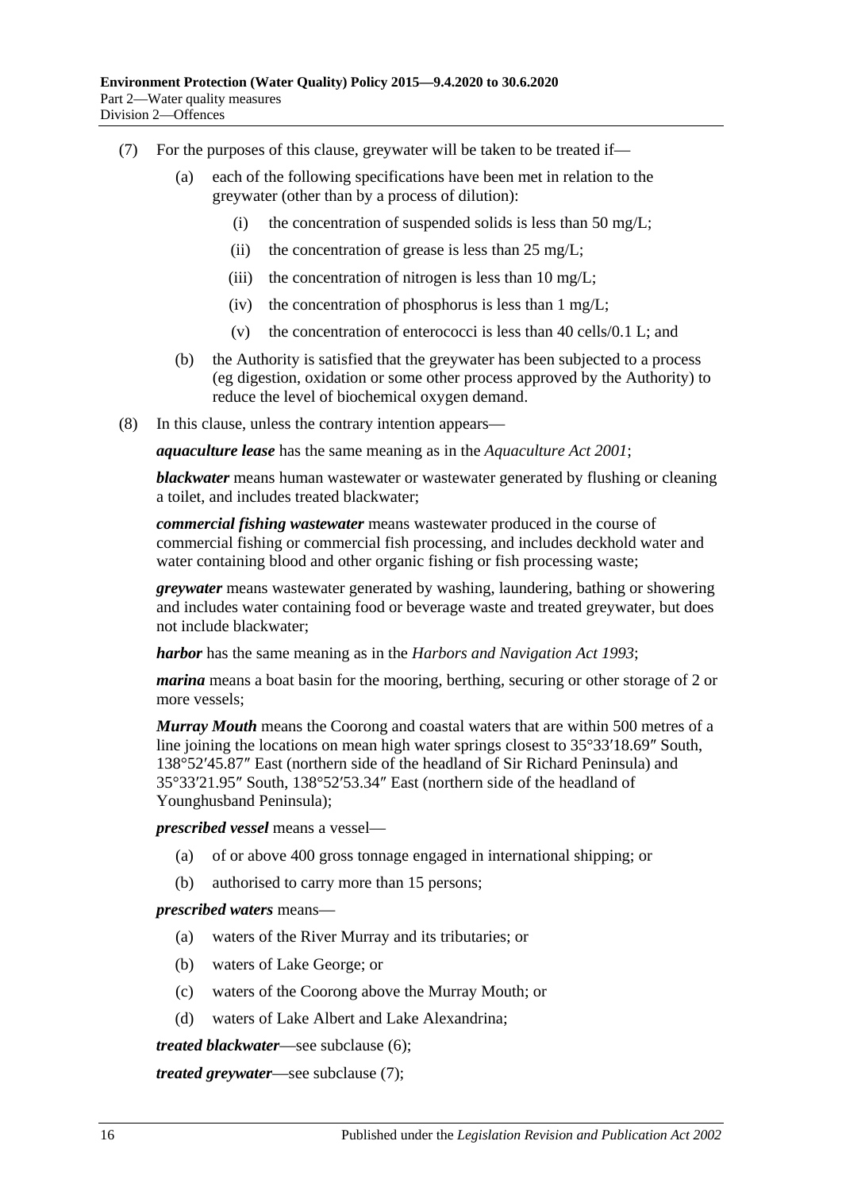(7) For the purposes of this clause, greywater will be taken to be treated if—

 (a) each of the following specifications have been met in relation to the greywater (other than by a process of dilution):

  (i) the concentration of suspended solids is less than 50 mg/L;

  (ii) the concentration of grease is less than 25 mg/L;

  (iii) the concentration of nitrogen is less than 10 mg/L;

  (iv) the concentration of phosphorus is less than 1 mg/L;

  (v) the concentration of enterococci is less than 40 cells/0.1 L; and

 (b) the Authority is satisfied that the greywater has been subjected to a process (eg digestion, oxidation or some other process approved by the Authority) to reduce the level of biochemical oxygen demand.

(8) In this clause, unless the contrary intention appears—

***aquaculture lease*** has the same meaning as in the *Aquaculture Act 2001*;

***blackwater*** means human wastewater or wastewater generated by flushing or cleaning a toilet, and includes treated blackwater;

***commercial fishing wastewater*** means wastewater produced in the course of commercial fishing or commercial fish processing, and includes deckhold water and water containing blood and other organic fishing or fish processing waste;

***greywater*** means wastewater generated by washing, laundering, bathing or showering and includes water containing food or beverage waste and treated greywater, but does not include blackwater;

***harbor*** has the same meaning as in the *Harbors and Navigation Act 1993*;

***marina*** means a boat basin for the mooring, berthing, securing or other storage of 2 or more vessels;

***Murray Mouth*** means the Coorong and coastal waters that are within 500 metres of a line joining the locations on mean high water springs closest to 35°33′18.69″ South, 138°52′45.87″ East (northern side of the headland of Sir Richard Peninsula) and 35°33′21.95″ South, 138°52′53.34″ East (northern side of the headland of Younghusband Peninsula);

***prescribed vessel*** means a vessel—

 (a) of or above 400 gross tonnage engaged in international shipping; or

 (b) authorised to carry more than 15 persons;

***prescribed waters*** means—

 (a) waters of the River Murray and its tributaries; or

 (b) waters of Lake George; or

 (c) waters of the Coorong above the Murray Mouth; or

 (d) waters of Lake Albert and Lake Alexandrina;

***treated blackwater***—see subclause (6);

***treated greywater***—see subclause (7);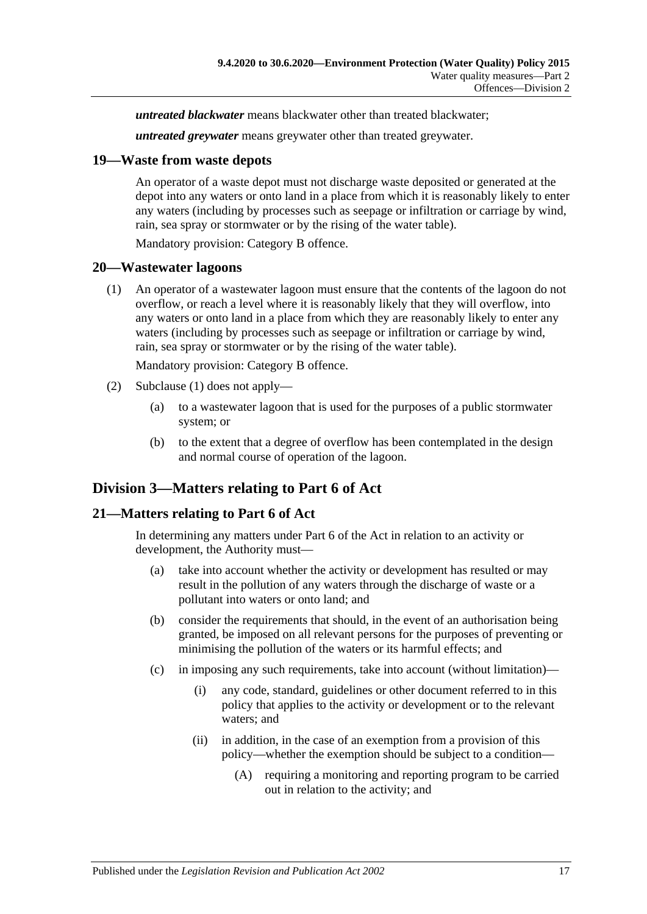***untreated blackwater*** means blackwater other than treated blackwater;

***untreated greywater*** means greywater other than treated greywater.

## 19—Waste from waste depots

An operator of a waste depot must not discharge waste deposited or generated at the depot into any waters or onto land in a place from which it is reasonably likely to enter any waters (including by processes such as seepage or infiltration or carriage by wind, rain, sea spray or stormwater or by the rising of the water table).

Mandatory provision: Category B offence.

## 20—Wastewater lagoons

(1) An operator of a wastewater lagoon must ensure that the contents of the lagoon do not overflow, or reach a level where it is reasonably likely that they will overflow, into any waters or onto land in a place from which they are reasonably likely to enter any waters (including by processes such as seepage or infiltration or carriage by wind, rain, sea spray or stormwater or by the rising of the water table).

Mandatory provision: Category B offence.

(2) Subclause (1) does not apply—

(a) to a wastewater lagoon that is used for the purposes of a public stormwater system; or

(b) to the extent that a degree of overflow has been contemplated in the design and normal course of operation of the lagoon.

# Division 3—Matters relating to Part 6 of Act

## 21—Matters relating to Part 6 of Act

In determining any matters under Part 6 of the Act in relation to an activity or development, the Authority must—

(a) take into account whether the activity or development has resulted or may result in the pollution of any waters through the discharge of waste or a pollutant into waters or onto land; and

(b) consider the requirements that should, in the event of an authorisation being granted, be imposed on all relevant persons for the purposes of preventing or minimising the pollution of the waters or its harmful effects; and

(c) in imposing any such requirements, take into account (without limitation)—

(i) any code, standard, guidelines or other document referred to in this policy that applies to the activity or development or to the relevant waters; and

(ii) in addition, in the case of an exemption from a provision of this policy—whether the exemption should be subject to a condition—

(A) requiring a monitoring and reporting program to be carried out in relation to the activity; and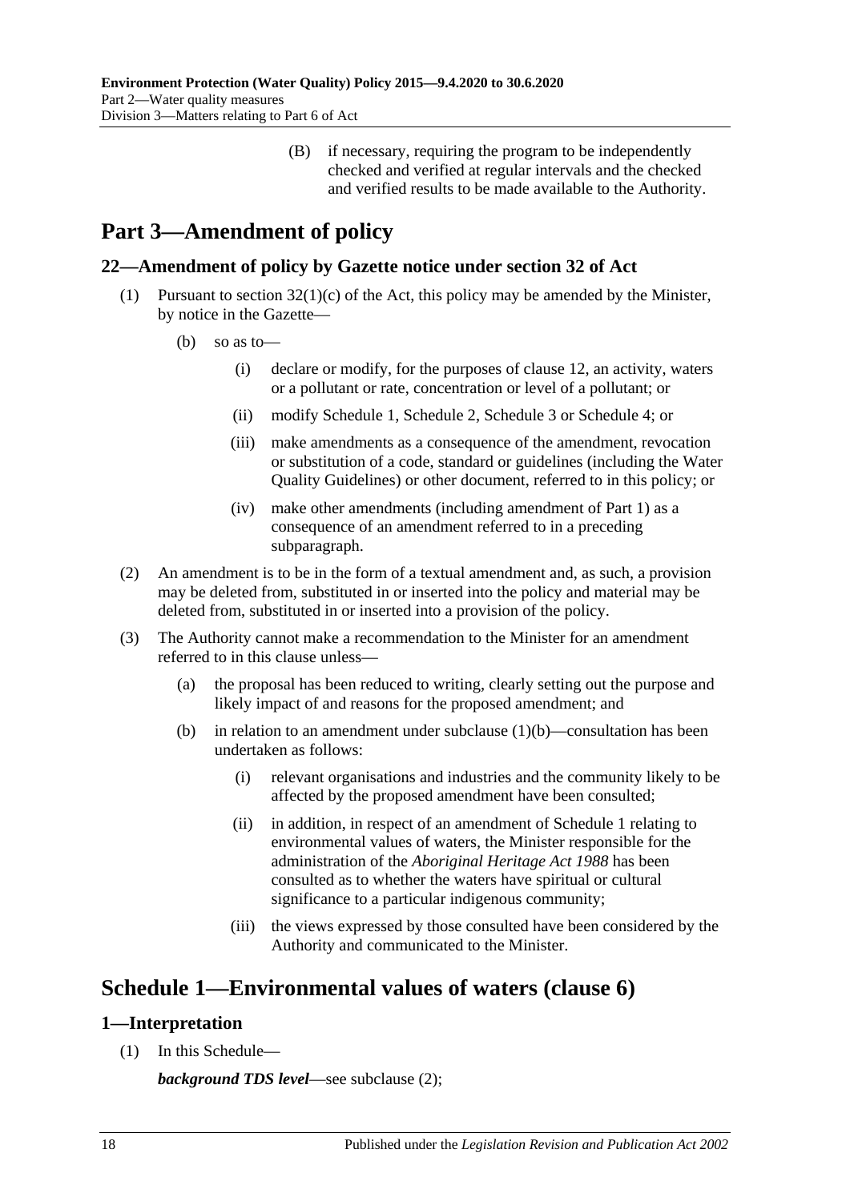(B) if necessary, requiring the program to be independently checked and verified at regular intervals and the checked and verified results to be made available to the Authority.

# Part 3—Amendment of policy

## 22—Amendment of policy by Gazette notice under section 32 of Act

(1) Pursuant to section 32(1)(c) of the Act, this policy may be amended by the Minister, by notice in the Gazette—

(b) so as to—

(i) declare or modify, for the purposes of clause 12, an activity, waters or a pollutant or rate, concentration or level of a pollutant; or

(ii) modify Schedule 1, Schedule 2, Schedule 3 or Schedule 4; or

(iii) make amendments as a consequence of the amendment, revocation or substitution of a code, standard or guidelines (including the Water Quality Guidelines) or other document, referred to in this policy; or

(iv) make other amendments (including amendment of Part 1) as a consequence of an amendment referred to in a preceding subparagraph.

(2) An amendment is to be in the form of a textual amendment and, as such, a provision may be deleted from, substituted in or inserted into the policy and material may be deleted from, substituted in or inserted into a provision of the policy.

(3) The Authority cannot make a recommendation to the Minister for an amendment referred to in this clause unless—

(a) the proposal has been reduced to writing, clearly setting out the purpose and likely impact of and reasons for the proposed amendment; and

(b) in relation to an amendment under subclause (1)(b)—consultation has been undertaken as follows:

(i) relevant organisations and industries and the community likely to be affected by the proposed amendment have been consulted;

(ii) in addition, in respect of an amendment of Schedule 1 relating to environmental values of waters, the Minister responsible for the administration of the *Aboriginal Heritage Act 1988* has been consulted as to whether the waters have spiritual or cultural significance to a particular indigenous community;

(iii) the views expressed by those consulted have been considered by the Authority and communicated to the Minister.

# Schedule 1—Environmental values of waters (clause 6)

## 1—Interpretation

(1) In this Schedule—

***background TDS level***—see subclause (2);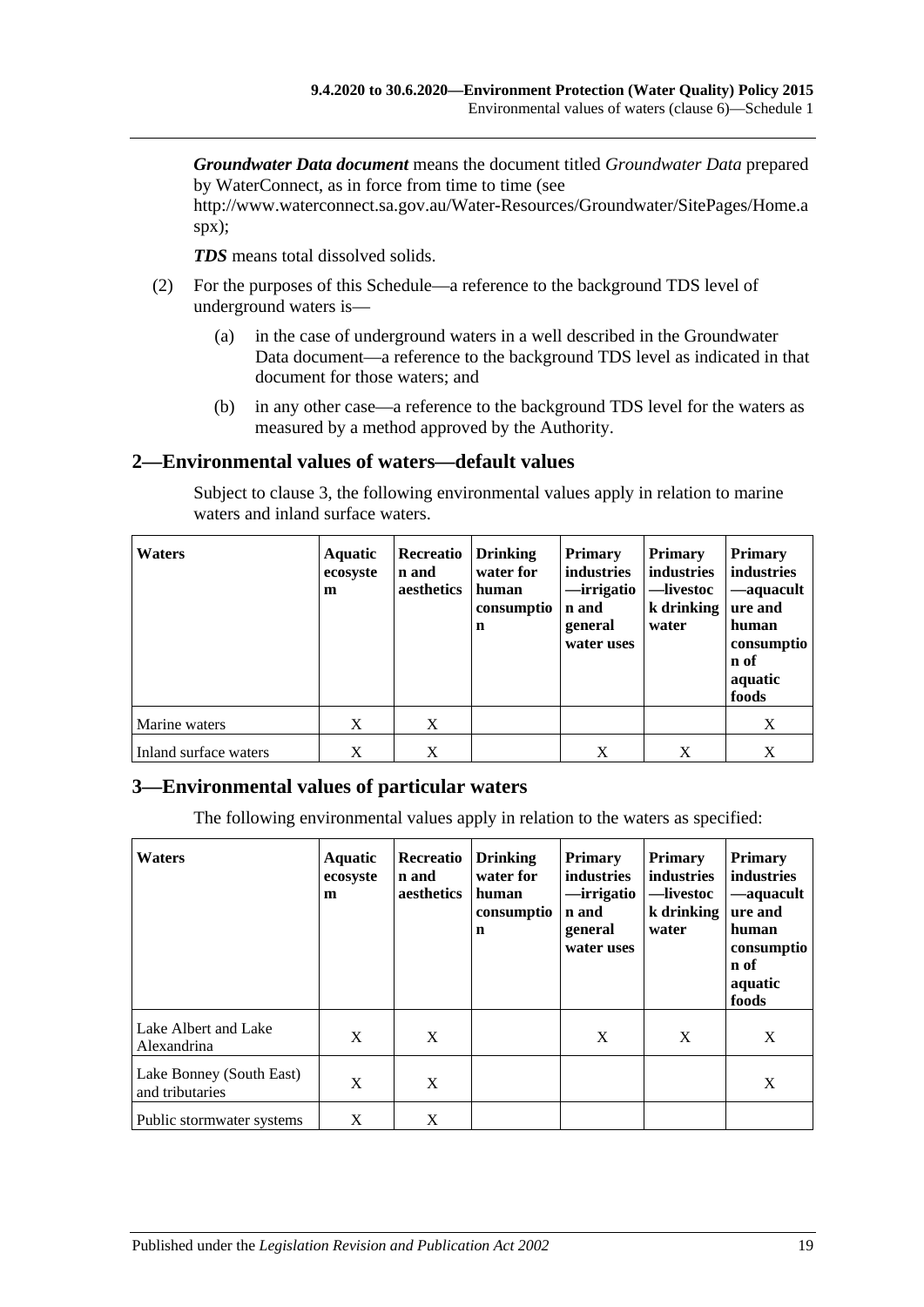***Groundwater Data document*** means the document titled *Groundwater Data* prepared by WaterConnect, as in force from time to time (see http://www.waterconnect.sa.gov.au/Water-Resources/Groundwater/SitePages/Home.aspx);

***TDS*** means total dissolved solids.

(2) For the purposes of this Schedule—a reference to the background TDS level of underground waters is—

(a) in the case of underground waters in a well described in the Groundwater Data document—a reference to the background TDS level as indicated in that document for those waters; and

(b) in any other case—a reference to the background TDS level for the waters as measured by a method approved by the Authority.

## 2—Environmental values of waters—default values

Subject to clause 3, the following environmental values apply in relation to marine waters and inland surface waters.

| Waters | Aquatic ecosystem | Recreation and aesthetics | Drinking water for human consumption | Primary industries —irrigation and general water uses | Primary industries —livestock drinking water | Primary industries —aquaculture and human consumption of aquatic foods |
|---|---|---|---|---|---|---|
| Marine waters | X | X | | | | X |
| Inland surface waters | X | X | | X | X | X |

## 3—Environmental values of particular waters

The following environmental values apply in relation to the waters as specified:

| Waters | Aquatic ecosystem | Recreation and aesthetics | Drinking water for human consumption | Primary industries —irrigation and general water uses | Primary industries —livestock drinking water | Primary industries —aquaculture and human consumption of aquatic foods |
|---|---|---|---|---|---|---|
| Lake Albert and Lake Alexandrina | X | X | | X | X | X |
| Lake Bonney (South East) and tributaries | X | X | | | | X |
| Public stormwater systems | X | X | | | | |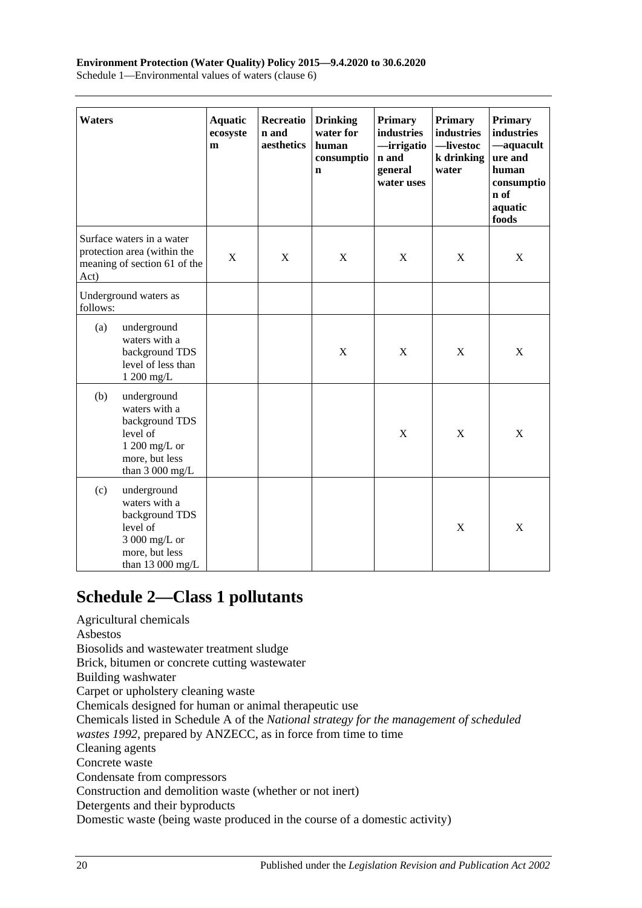| Waters | Aquatic ecosystem | Recreation and aesthetics | Drinking water for human consumption | Primary industries—irrigation and general water uses | Primary industries—livestock drinking water | Primary industries—aquaculture and human consumption of aquatic foods |
|---|---|---|---|---|---|---|
| Surface waters in a water protection area (within the meaning of section 61 of the Act) | X | X | X | X | X | X |
| Underground waters as follows: | | | | | | |
| (a) underground waters with a background TDS level of less than 1 200 mg/L | | | X | X | X | X |
| (b) underground waters with a background TDS level of 1 200 mg/L or more, but less than 3 000 mg/L | | | | X | X | X |
| (c) underground waters with a background TDS level of 3 000 mg/L or more, but less than 13 000 mg/L | | | | | X | X |

## Schedule 2—Class 1 pollutants

Agricultural chemicals
Asbestos
Biosolids and wastewater treatment sludge
Brick, bitumen or concrete cutting wastewater
Building washwater
Carpet or upholstery cleaning waste
Chemicals designed for human or animal therapeutic use
Chemicals listed in Schedule A of the *National strategy for the management of scheduled wastes 1992*, prepared by ANZECC, as in force from time to time
Cleaning agents
Concrete waste
Condensate from compressors
Construction and demolition waste (whether or not inert)
Detergents and their byproducts
Domestic waste (being waste produced in the course of a domestic activity)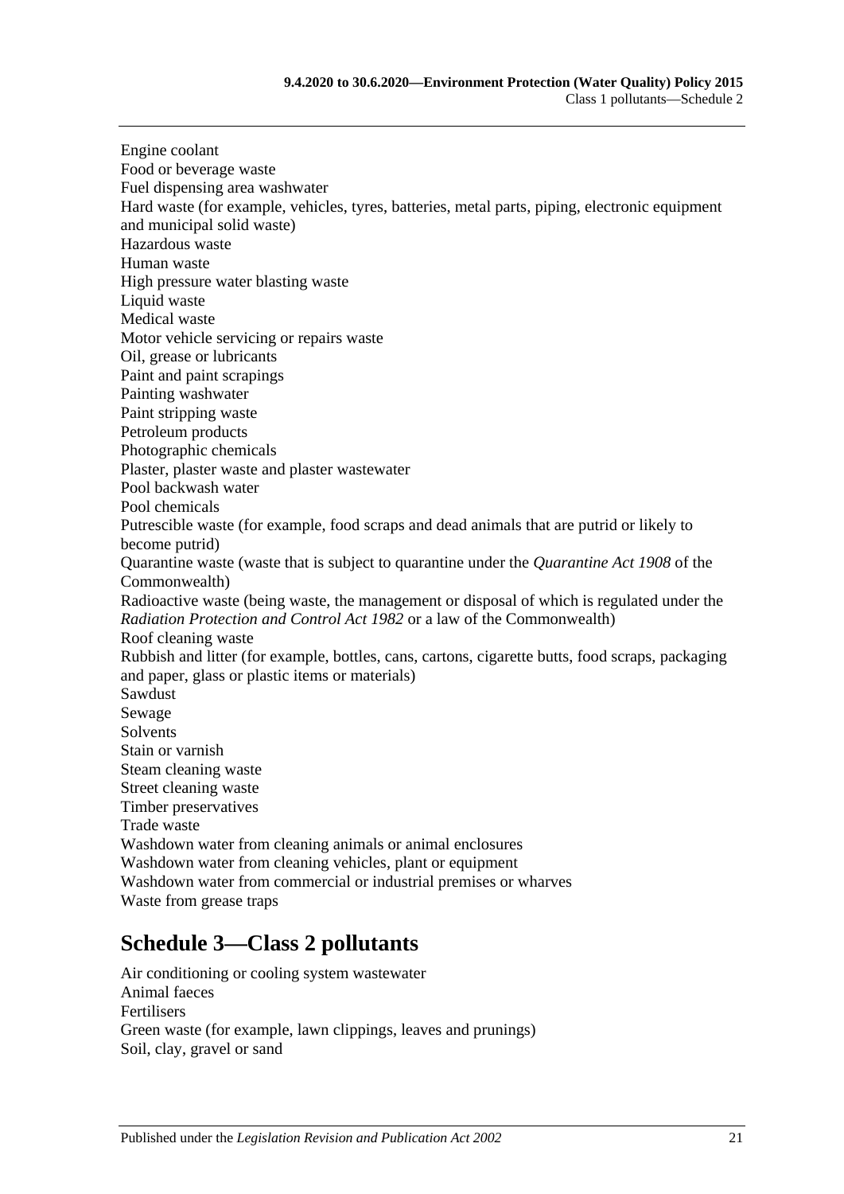Engine coolant
Food or beverage waste
Fuel dispensing area washwater
Hard waste (for example, vehicles, tyres, batteries, metal parts, piping, electronic equipment and municipal solid waste)
Hazardous waste
Human waste
High pressure water blasting waste
Liquid waste
Medical waste
Motor vehicle servicing or repairs waste
Oil, grease or lubricants
Paint and paint scrapings
Painting washwater
Paint stripping waste
Petroleum products
Photographic chemicals
Plaster, plaster waste and plaster wastewater
Pool backwash water
Pool chemicals
Putrescible waste (for example, food scraps and dead animals that are putrid or likely to become putrid)
Quarantine waste (waste that is subject to quarantine under the *Quarantine Act 1908* of the Commonwealth)
Radioactive waste (being waste, the management or disposal of which is regulated under the *Radiation Protection and Control Act 1982* or a law of the Commonwealth)
Roof cleaning waste
Rubbish and litter (for example, bottles, cans, cartons, cigarette butts, food scraps, packaging and paper, glass or plastic items or materials)
Sawdust
Sewage
Solvents
Stain or varnish
Steam cleaning waste
Street cleaning waste
Timber preservatives
Trade waste
Washdown water from cleaning animals or animal enclosures
Washdown water from cleaning vehicles, plant or equipment
Washdown water from commercial or industrial premises or wharves
Waste from grease traps

# Schedule 3—Class 2 pollutants

Air conditioning or cooling system wastewater
Animal faeces
Fertilisers
Green waste (for example, lawn clippings, leaves and prunings)
Soil, clay, gravel or sand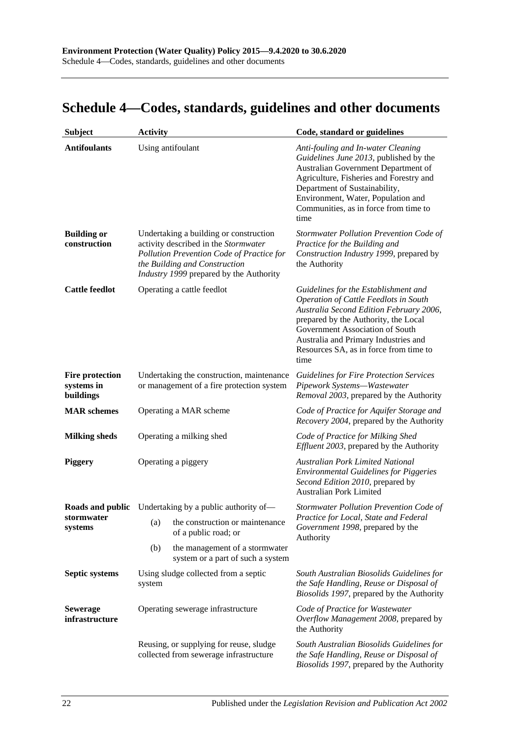## Schedule 4—Codes, standards, guidelines and other documents

| Subject | Activity | Code, standard or guidelines |
|---|---|---|
| **Antifoulants** | Using antifoulant | *Anti-fouling and In-water Cleaning Guidelines June 2013*, published by the Australian Government Department of Agriculture, Fisheries and Forestry and Department of Sustainability, Environment, Water, Population and Communities, as in force from time to time |
| **Building or construction** | Undertaking a building or construction activity described in the *Stormwater Pollution Prevention Code of Practice for the Building and Construction Industry 1999* prepared by the Authority | *Stormwater Pollution Prevention Code of Practice for the Building and Construction Industry 1999*, prepared by the Authority |
| **Cattle feedlot** | Operating a cattle feedlot | *Guidelines for the Establishment and Operation of Cattle Feedlots in South Australia Second Edition February 2006*, prepared by the Authority, the Local Government Association of South Australia and Primary Industries and Resources SA, as in force from time to time |
| **Fire protection systems in buildings** | Undertaking the construction, maintenance or management of a fire protection system | *Guidelines for Fire Protection Services Pipework Systems—Wastewater Removal 2003*, prepared by the Authority |
| **MAR schemes** | Operating a MAR scheme | *Code of Practice for Aquifer Storage and Recovery 2004*, prepared by the Authority |
| **Milking sheds** | Operating a milking shed | *Code of Practice for Milking Shed Effluent 2003*, prepared by the Authority |
| **Piggery** | Operating a piggery | *Australian Pork Limited National Environmental Guidelines for Piggeries Second Edition 2010*, prepared by Australian Pork Limited |
| **Roads and public stormwater systems** | Undertaking by a public authority of—<br>(a) the construction or maintenance of a public road; or<br>(b) the management of a stormwater system or a part of such a system | *Stormwater Pollution Prevention Code of Practice for Local, State and Federal Government 1998*, prepared by the Authority |
| **Septic systems** | Using sludge collected from a septic system | *South Australian Biosolids Guidelines for the Safe Handling, Reuse or Disposal of Biosolids 1997*, prepared by the Authority |
| **Sewerage infrastructure** | Operating sewerage infrastructure | *Code of Practice for Wastewater Overflow Management 2008*, prepared by the Authority |
| | Reusing, or supplying for reuse, sludge collected from sewerage infrastructure | *South Australian Biosolids Guidelines for the Safe Handling, Reuse or Disposal of Biosolids 1997*, prepared by the Authority |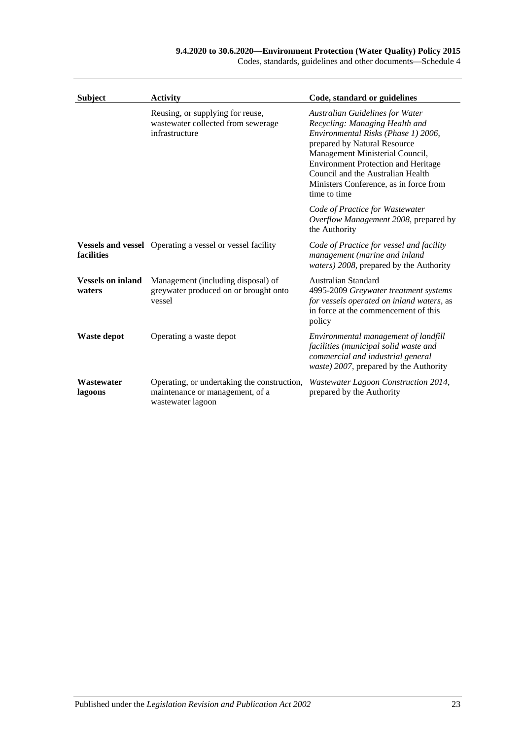| Subject | Activity | Code, standard or guidelines |
|---|---|---|
| | Reusing, or supplying for reuse, wastewater collected from sewerage infrastructure | *Australian Guidelines for Water Recycling: Managing Health and Environmental Risks (Phase 1) 2006*, prepared by Natural Resource Management Ministerial Council, Environment Protection and Heritage Council and the Australian Health Ministers Conference, as in force from time to time |
| | | *Code of Practice for Wastewater Overflow Management 2008*, prepared by the Authority |
| **Vessels and vessel facilities** | Operating a vessel or vessel facility | *Code of Practice for vessel and facility management (marine and inland waters) 2008*, prepared by the Authority |
| **Vessels on inland waters** | Management (including disposal) of greywater produced on or brought onto vessel | Australian Standard 4995-2009 *Greywater treatment systems for vessels operated on inland waters*, as in force at the commencement of this policy |
| **Waste depot** | Operating a waste depot | *Environmental management of landfill facilities (municipal solid waste and commercial and industrial general waste) 2007*, prepared by the Authority |
| **Wastewater lagoons** | Operating, or undertaking the construction, maintenance or management, of a wastewater lagoon | *Wastewater Lagoon Construction 2014*, prepared by the Authority |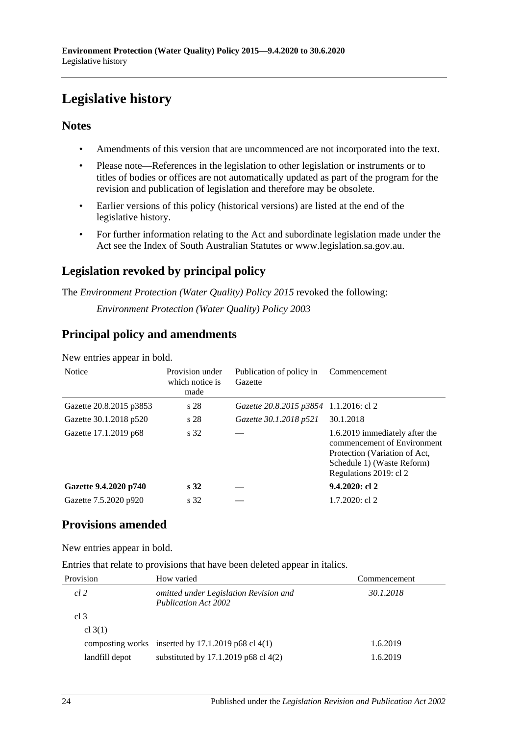# Legislative history

## Notes

- Amendments of this version that are uncommenced are not incorporated into the text.
- Please note—References in the legislation to other legislation or instruments or to titles of bodies or offices are not automatically updated as part of the program for the revision and publication of legislation and therefore may be obsolete.
- Earlier versions of this policy (historical versions) are listed at the end of the legislative history.
- For further information relating to the Act and subordinate legislation made under the Act see the Index of South Australian Statutes or www.legislation.sa.gov.au.

## Legislation revoked by principal policy

The *Environment Protection (Water Quality) Policy 2015* revoked the following:

*Environment Protection (Water Quality) Policy 2003*

## Principal policy and amendments

New entries appear in bold.

| Notice | Provision under which notice is made | Publication of policy in Gazette | Commencement |
|---|---|---|---|
| Gazette 20.8.2015 p3853 | s 28 | *Gazette 20.8.2015 p3854* | 1.1.2016: cl 2 |
| Gazette 30.1.2018 p520 | s 28 | *Gazette 30.1.2018 p521* | 30.1.2018 |
| Gazette 17.1.2019 p68 | s 32 | — | 1.6.2019 immediately after the commencement of Environment Protection (Variation of Act, Schedule 1) (Waste Reform) Regulations 2019: cl 2 |
| **Gazette 9.4.2020 p740** | **s 32** | **—** | **9.4.2020: cl 2** |
| Gazette 7.5.2020 p920 | s 32 | — | 1.7.2020: cl 2 |

## Provisions amended

New entries appear in bold.

Entries that relate to provisions that have been deleted appear in italics.

| Provision | How varied | Commencement |
|---|---|---|
| *cl 2* | *omitted under Legislation Revision and Publication Act 2002* | *30.1.2018* |
| cl 3 | | |
| cl 3(1) | | |
| composting works | inserted by 17.1.2019 p68 cl 4(1) | 1.6.2019 |
| landfill depot | substituted by 17.1.2019 p68 cl 4(2) | 1.6.2019 |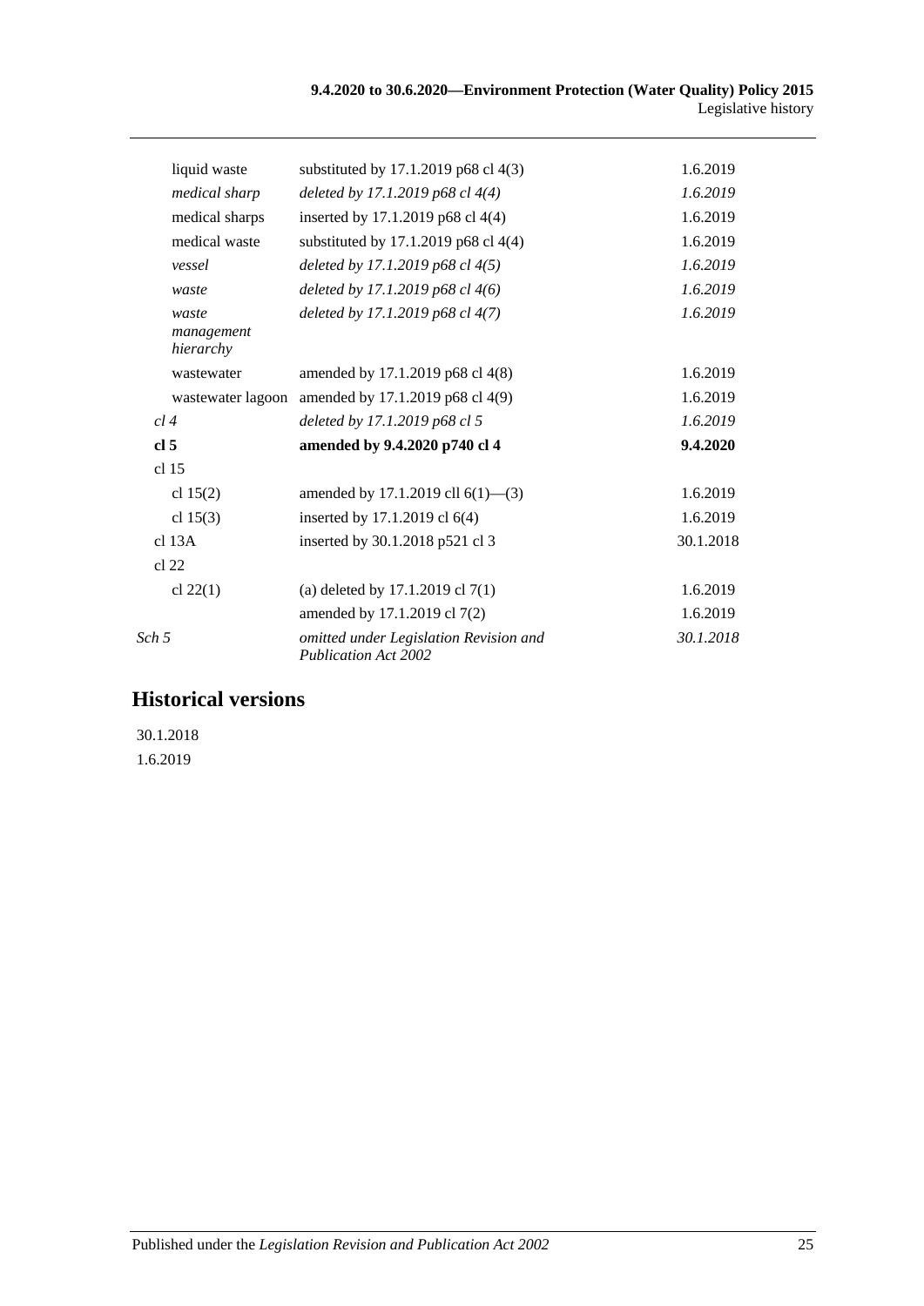| | | |
|---|---|---|
| liquid waste | substituted by 17.1.2019 p68 cl 4(3) | 1.6.2019 |
| *medical sharp* | *deleted by 17.1.2019 p68 cl 4(4)* | *1.6.2019* |
| medical sharps | inserted by 17.1.2019 p68 cl 4(4) | 1.6.2019 |
| medical waste | substituted by 17.1.2019 p68 cl 4(4) | 1.6.2019 |
| *vessel* | *deleted by 17.1.2019 p68 cl 4(5)* | *1.6.2019* |
| *waste* | *deleted by 17.1.2019 p68 cl 4(6)* | *1.6.2019* |
| *waste management hierarchy* | *deleted by 17.1.2019 p68 cl 4(7)* | *1.6.2019* |
| wastewater | amended by 17.1.2019 p68 cl 4(8) | 1.6.2019 |
| wastewater lagoon | amended by 17.1.2019 p68 cl 4(9) | 1.6.2019 |
| *cl 4* | *deleted by 17.1.2019 p68 cl 5* | *1.6.2019* |
| **cl 5** | **amended by 9.4.2020 p740 cl 4** | **9.4.2020** |
| cl 15 | | |
| cl 15(2) | amended by 17.1.2019 cll 6(1)—(3) | 1.6.2019 |
| cl 15(3) | inserted by 17.1.2019 cl 6(4) | 1.6.2019 |
| cl 13A | inserted by 30.1.2018 p521 cl 3 | 30.1.2018 |
| cl 22 | | |
| cl 22(1) | (a) deleted by 17.1.2019 cl 7(1) | 1.6.2019 |
| | amended by 17.1.2019 cl 7(2) | 1.6.2019 |
| *Sch 5* | *omitted under Legislation Revision and Publication Act 2002* | *30.1.2018* |

## Historical versions

30.1.2018

1.6.2019